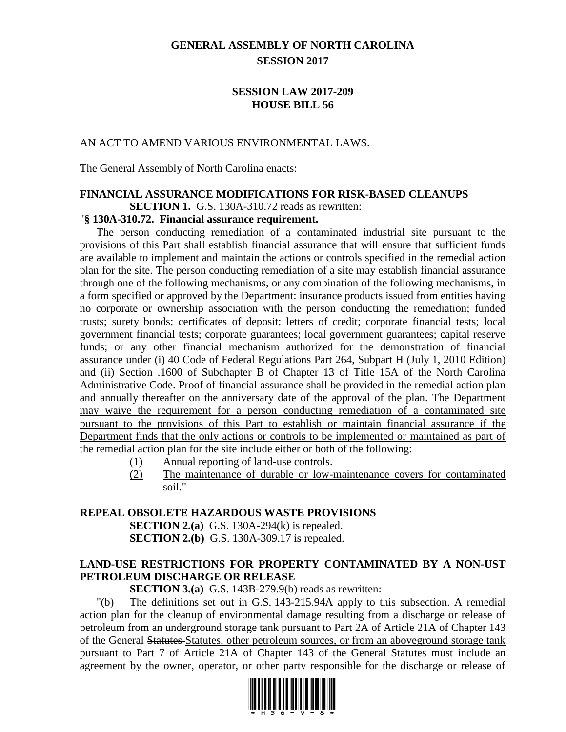# GENERAL ASSEMBLY OF NORTH CAROLINA
## SESSION 2017

## SESSION LAW 2017-209
## HOUSE BILL 56

AN ACT TO AMEND VARIOUS ENVIRONMENTAL LAWS.

The General Assembly of North Carolina enacts:

**FINANCIAL ASSURANCE MODIFICATIONS FOR RISK-BASED CLEANUPS**

**SECTION 1.** G.S. 130A-310.72 reads as rewritten:

"**§ 130A-310.72. Financial assurance requirement.**

The person conducting remediation of a contaminated ~~industrial~~ site pursuant to the provisions of this Part shall establish financial assurance that will ensure that sufficient funds are available to implement and maintain the actions or controls specified in the remedial action plan for the site. The person conducting remediation of a site may establish financial assurance through one of the following mechanisms, or any combination of the following mechanisms, in a form specified or approved by the Department: insurance products issued from entities having no corporate or ownership association with the person conducting the remediation; funded trusts; surety bonds; certificates of deposit; letters of credit; corporate financial tests; local government financial tests; corporate guarantees; local government guarantees; capital reserve funds; or any other financial mechanism authorized for the demonstration of financial assurance under (i) 40 Code of Federal Regulations Part 264, Subpart H (July 1, 2010 Edition) and (ii) Section .1600 of Subchapter B of Chapter 13 of Title 15A of the North Carolina Administrative Code. Proof of financial assurance shall be provided in the remedial action plan and annually thereafter on the anniversary date of the approval of the plan. <u>The Department may waive the requirement for a person conducting remediation of a contaminated site pursuant to the provisions of this Part to establish or maintain financial assurance if the Department finds that the only actions or controls to be implemented or maintained as part of the remedial action plan for the site include either or both of the following:</u>

<u>(1) Annual reporting of land-use controls.</u>

<u>(2) The maintenance of durable or low-maintenance covers for contaminated soil.</u>"

**REPEAL OBSOLETE HAZARDOUS WASTE PROVISIONS**

**SECTION 2.(a)** G.S. 130A-294(k) is repealed.

**SECTION 2.(b)** G.S. 130A-309.17 is repealed.

**LAND-USE RESTRICTIONS FOR PROPERTY CONTAMINATED BY A NON-UST PETROLEUM DISCHARGE OR RELEASE**

**SECTION 3.(a)** G.S. 143B-279.9(b) reads as rewritten:

"(b) The definitions set out in G.S. 143-215.94A apply to this subsection. A remedial action plan for the cleanup of environmental damage resulting from a discharge or release of petroleum from an underground storage tank pursuant to Part 2A of Article 21A of Chapter 143 of the General ~~Statutes~~ <u>Statutes, other petroleum sources, or from an aboveground storage tank pursuant to Part 7 of Article 21A of Chapter 143 of the General Statutes</u> must include an agreement by the owner, operator, or other party responsible for the discharge or release of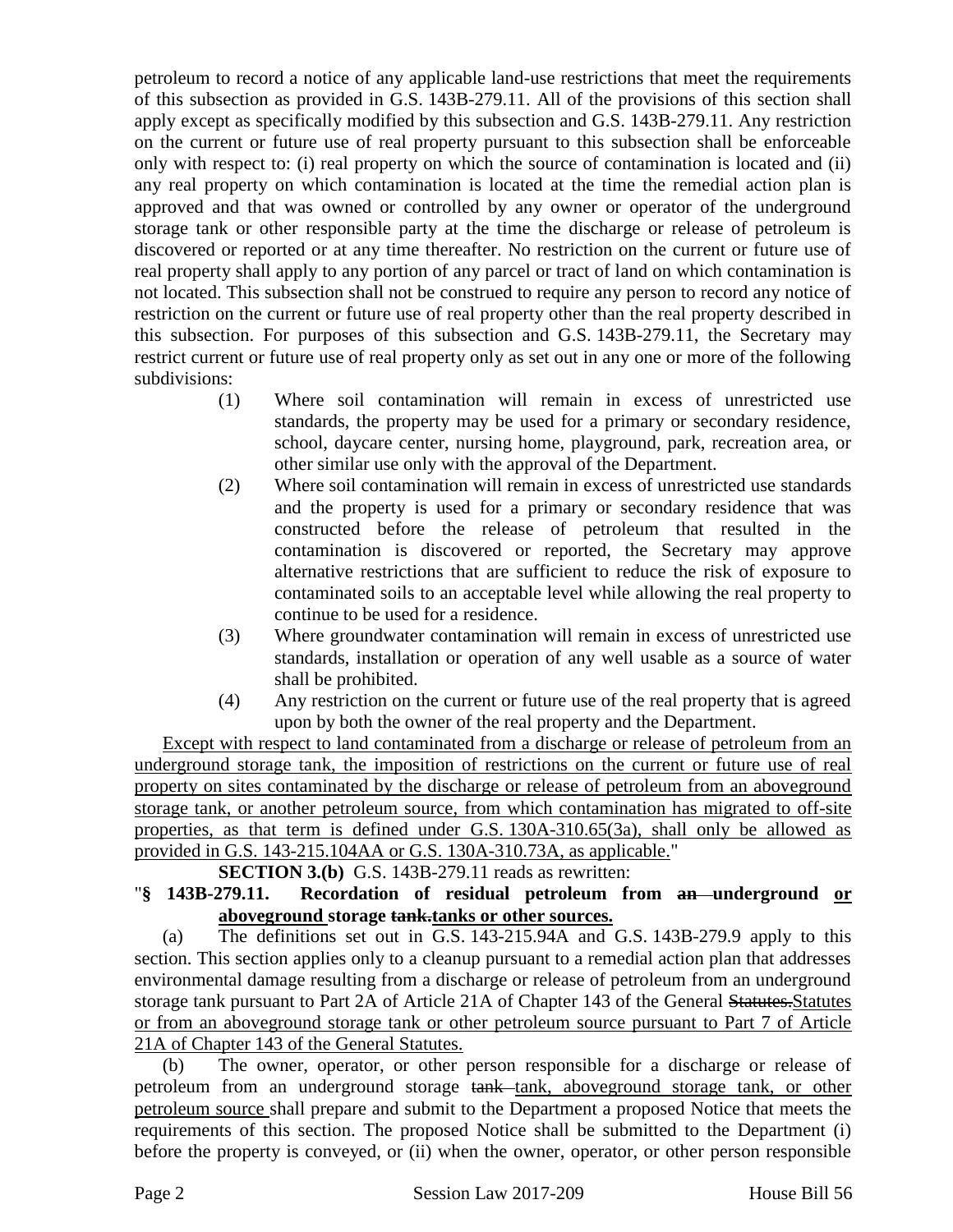petroleum to record a notice of any applicable land-use restrictions that meet the requirements of this subsection as provided in G.S. 143B-279.11. All of the provisions of this section shall apply except as specifically modified by this subsection and G.S. 143B-279.11. Any restriction on the current or future use of real property pursuant to this subsection shall be enforceable only with respect to: (i) real property on which the source of contamination is located and (ii) any real property on which contamination is located at the time the remedial action plan is approved and that was owned or controlled by any owner or operator of the underground storage tank or other responsible party at the time the discharge or release of petroleum is discovered or reported or at any time thereafter. No restriction on the current or future use of real property shall apply to any portion of any parcel or tract of land on which contamination is not located. This subsection shall not be construed to require any person to record any notice of restriction on the current or future use of real property other than the real property described in this subsection. For purposes of this subsection and G.S. 143B-279.11, the Secretary may restrict current or future use of real property only as set out in any one or more of the following subdivisions:

(1) Where soil contamination will remain in excess of unrestricted use standards, the property may be used for a primary or secondary residence, school, daycare center, nursing home, playground, park, recreation area, or other similar use only with the approval of the Department.

(2) Where soil contamination will remain in excess of unrestricted use standards and the property is used for a primary or secondary residence that was constructed before the release of petroleum that resulted in the contamination is discovered or reported, the Secretary may approve alternative restrictions that are sufficient to reduce the risk of exposure to contaminated soils to an acceptable level while allowing the real property to continue to be used for a residence.

(3) Where groundwater contamination will remain in excess of unrestricted use standards, installation or operation of any well usable as a source of water shall be prohibited.

(4) Any restriction on the current or future use of the real property that is agreed upon by both the owner of the real property and the Department.

<u>Except with respect to land contaminated from a discharge or release of petroleum from an underground storage tank, the imposition of restrictions on the current or future use of real property on sites contaminated by the discharge or release of petroleum from an aboveground storage tank, or another petroleum source, from which contamination has migrated to off-site properties, as that term is defined under G.S. 130A-310.65(3a), shall only be allowed as provided in G.S. 143-215.104AA or G.S. 130A-310.73A, as applicable.</u>"

**SECTION 3.(b)** G.S. 143B-279.11 reads as rewritten:

"**§ 143B-279.11. Recordation of residual petroleum from ~~an~~ underground <u>or aboveground</u> storage ~~tank.~~<u>tanks or other sources.</u>**

(a) The definitions set out in G.S. 143-215.94A and G.S. 143B-279.9 apply to this section. This section applies only to a cleanup pursuant to a remedial action plan that addresses environmental damage resulting from a discharge or release of petroleum from an underground storage tank pursuant to Part 2A of Article 21A of Chapter 143 of the General ~~Statutes.~~<u>Statutes or from an aboveground storage tank or other petroleum source pursuant to Part 7 of Article 21A of Chapter 143 of the General Statutes.</u>

(b) The owner, operator, or other person responsible for a discharge or release of petroleum from an underground storage ~~tank~~ <u>tank, aboveground storage tank, or other petroleum source</u> shall prepare and submit to the Department a proposed Notice that meets the requirements of this section. The proposed Notice shall be submitted to the Department (i) before the property is conveyed, or (ii) when the owner, operator, or other person responsible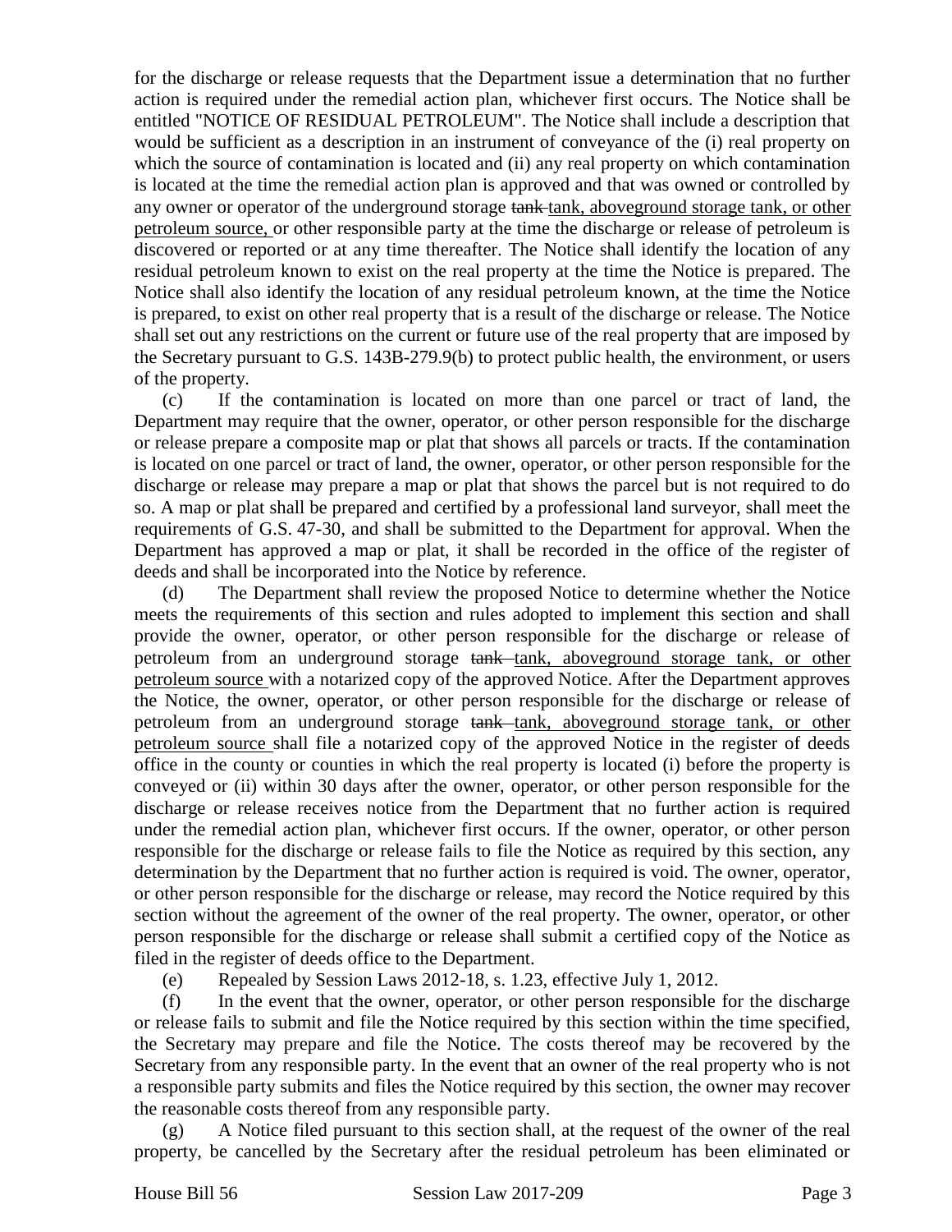for the discharge or release requests that the Department issue a determination that no further action is required under the remedial action plan, whichever first occurs. The Notice shall be entitled "NOTICE OF RESIDUAL PETROLEUM". The Notice shall include a description that would be sufficient as a description in an instrument of conveyance of the (i) real property on which the source of contamination is located and (ii) any real property on which contamination is located at the time the remedial action plan is approved and that was owned or controlled by any owner or operator of the underground storage ~~tank~~ tank, aboveground storage tank, or other petroleum source, or other responsible party at the time the discharge or release of petroleum is discovered or reported or at any time thereafter. The Notice shall identify the location of any residual petroleum known to exist on the real property at the time the Notice is prepared. The Notice shall also identify the location of any residual petroleum known, at the time the Notice is prepared, to exist on other real property that is a result of the discharge or release. The Notice shall set out any restrictions on the current or future use of the real property that are imposed by the Secretary pursuant to G.S. 143B-279.9(b) to protect public health, the environment, or users of the property.

(c) If the contamination is located on more than one parcel or tract of land, the Department may require that the owner, operator, or other person responsible for the discharge or release prepare a composite map or plat that shows all parcels or tracts. If the contamination is located on one parcel or tract of land, the owner, operator, or other person responsible for the discharge or release may prepare a map or plat that shows the parcel but is not required to do so. A map or plat shall be prepared and certified by a professional land surveyor, shall meet the requirements of G.S. 47-30, and shall be submitted to the Department for approval. When the Department has approved a map or plat, it shall be recorded in the office of the register of deeds and shall be incorporated into the Notice by reference.

(d) The Department shall review the proposed Notice to determine whether the Notice meets the requirements of this section and rules adopted to implement this section and shall provide the owner, operator, or other person responsible for the discharge or release of petroleum from an underground storage ~~tank~~ tank, aboveground storage tank, or other petroleum source with a notarized copy of the approved Notice. After the Department approves the Notice, the owner, operator, or other person responsible for the discharge or release of petroleum from an underground storage ~~tank~~ tank, aboveground storage tank, or other petroleum source shall file a notarized copy of the approved Notice in the register of deeds office in the county or counties in which the real property is located (i) before the property is conveyed or (ii) within 30 days after the owner, operator, or other person responsible for the discharge or release receives notice from the Department that no further action is required under the remedial action plan, whichever first occurs. If the owner, operator, or other person responsible for the discharge or release fails to file the Notice as required by this section, any determination by the Department that no further action is required is void. The owner, operator, or other person responsible for the discharge or release, may record the Notice required by this section without the agreement of the owner of the real property. The owner, operator, or other person responsible for the discharge or release shall submit a certified copy of the Notice as filed in the register of deeds office to the Department.

(e) Repealed by Session Laws 2012-18, s. 1.23, effective July 1, 2012.

(f) In the event that the owner, operator, or other person responsible for the discharge or release fails to submit and file the Notice required by this section within the time specified, the Secretary may prepare and file the Notice. The costs thereof may be recovered by the Secretary from any responsible party. In the event that an owner of the real property who is not a responsible party submits and files the Notice required by this section, the owner may recover the reasonable costs thereof from any responsible party.

(g) A Notice filed pursuant to this section shall, at the request of the owner of the real property, be cancelled by the Secretary after the residual petroleum has been eliminated or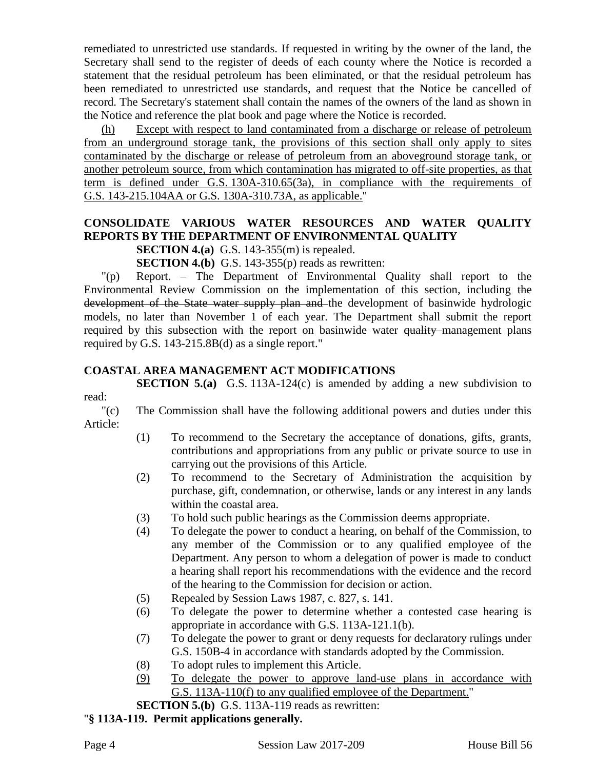remediated to unrestricted use standards. If requested in writing by the owner of the land, the Secretary shall send to the register of deeds of each county where the Notice is recorded a statement that the residual petroleum has been eliminated, or that the residual petroleum has been remediated to unrestricted use standards, and request that the Notice be cancelled of record. The Secretary's statement shall contain the names of the owners of the land as shown in the Notice and reference the plat book and page where the Notice is recorded.

<u>(h) Except with respect to land contaminated from a discharge or release of petroleum from an underground storage tank, the provisions of this section shall only apply to sites contaminated by the discharge or release of petroleum from an aboveground storage tank, or another petroleum source, from which contamination has migrated to off-site properties, as that term is defined under G.S. 130A-310.65(3a), in compliance with the requirements of G.S. 143-215.104AA or G.S. 130A-310.73A, as applicable.</u>"

**CONSOLIDATE VARIOUS WATER RESOURCES AND WATER QUALITY REPORTS BY THE DEPARTMENT OF ENVIRONMENTAL QUALITY**

**SECTION 4.(a)** G.S. 143-355(m) is repealed.

**SECTION 4.(b)** G.S. 143-355(p) reads as rewritten:

"(p) Report. – The Department of Environmental Quality shall report to the Environmental Review Commission on the implementation of this section, including ~~the development of the State water supply plan and~~ the development of basinwide hydrologic models, no later than November 1 of each year. The Department shall submit the report required by this subsection with the report on basinwide water ~~quality~~ management plans required by G.S. 143-215.8B(d) as a single report."

**COASTAL AREA MANAGEMENT ACT MODIFICATIONS**

**SECTION 5.(a)** G.S. 113A-124(c) is amended by adding a new subdivision to read:

"(c) The Commission shall have the following additional powers and duties under this Article:

(1) To recommend to the Secretary the acceptance of donations, gifts, grants, contributions and appropriations from any public or private source to use in carrying out the provisions of this Article.

(2) To recommend to the Secretary of Administration the acquisition by purchase, gift, condemnation, or otherwise, lands or any interest in any lands within the coastal area.

(3) To hold such public hearings as the Commission deems appropriate.

(4) To delegate the power to conduct a hearing, on behalf of the Commission, to any member of the Commission or to any qualified employee of the Department. Any person to whom a delegation of power is made to conduct a hearing shall report his recommendations with the evidence and the record of the hearing to the Commission for decision or action.

(5) Repealed by Session Laws 1987, c. 827, s. 141.

(6) To delegate the power to determine whether a contested case hearing is appropriate in accordance with G.S. 113A-121.1(b).

(7) To delegate the power to grant or deny requests for declaratory rulings under G.S. 150B-4 in accordance with standards adopted by the Commission.

(8) To adopt rules to implement this Article.

<u>(9) To delegate the power to approve land-use plans in accordance with G.S. 113A-110(f) to any qualified employee of the Department.</u>"

**SECTION 5.(b)** G.S. 113A-119 reads as rewritten:

"**§ 113A-119. Permit applications generally.**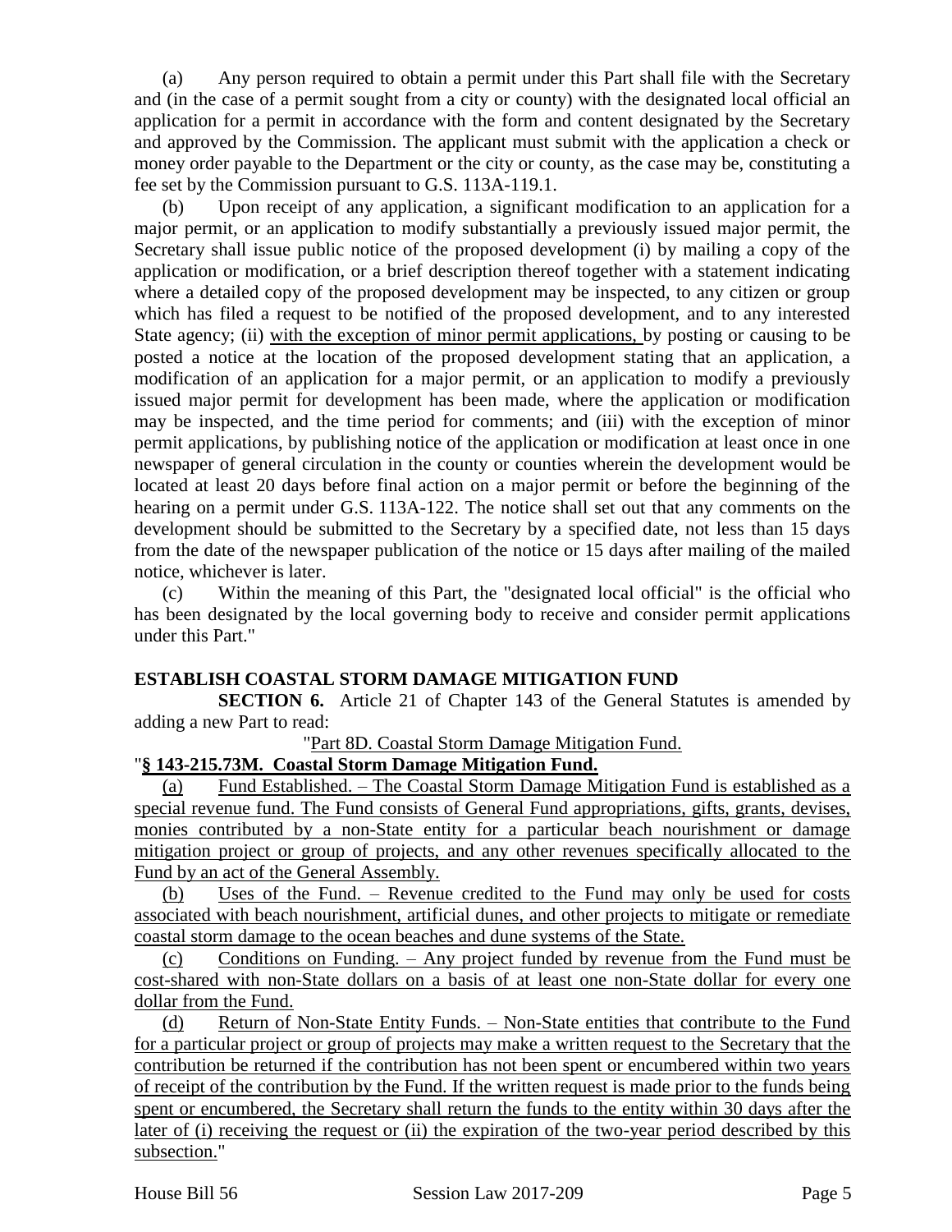(a) Any person required to obtain a permit under this Part shall file with the Secretary and (in the case of a permit sought from a city or county) with the designated local official an application for a permit in accordance with the form and content designated by the Secretary and approved by the Commission. The applicant must submit with the application a check or money order payable to the Department or the city or county, as the case may be, constituting a fee set by the Commission pursuant to G.S. 113A-119.1.

(b) Upon receipt of any application, a significant modification to an application for a major permit, or an application to modify substantially a previously issued major permit, the Secretary shall issue public notice of the proposed development (i) by mailing a copy of the application or modification, or a brief description thereof together with a statement indicating where a detailed copy of the proposed development may be inspected, to any citizen or group which has filed a request to be notified of the proposed development, and to any interested State agency; (ii) <u>with the exception of minor permit applications,</u> by posting or causing to be posted a notice at the location of the proposed development stating that an application, a modification of an application for a major permit, or an application to modify a previously issued major permit for development has been made, where the application or modification may be inspected, and the time period for comments; and (iii) with the exception of minor permit applications, by publishing notice of the application or modification at least once in one newspaper of general circulation in the county or counties wherein the development would be located at least 20 days before final action on a major permit or before the beginning of the hearing on a permit under G.S. 113A-122. The notice shall set out that any comments on the development should be submitted to the Secretary by a specified date, not less than 15 days from the date of the newspaper publication of the notice or 15 days after mailing of the mailed notice, whichever is later.

(c) Within the meaning of this Part, the "designated local official" is the official who has been designated by the local governing body to receive and consider permit applications under this Part."

**ESTABLISH COASTAL STORM DAMAGE MITIGATION FUND**

**SECTION 6.** Article 21 of Chapter 143 of the General Statutes is amended by adding a new Part to read:

"<u>Part 8D. Coastal Storm Damage Mitigation Fund.</u>

"**<u>§ 143-215.73M. Coastal Storm Damage Mitigation Fund.</u>**

<u>(a) Fund Established. – The Coastal Storm Damage Mitigation Fund is established as a special revenue fund. The Fund consists of General Fund appropriations, gifts, grants, devises, monies contributed by a non-State entity for a particular beach nourishment or damage mitigation project or group of projects, and any other revenues specifically allocated to the Fund by an act of the General Assembly.</u>

<u>(b) Uses of the Fund. – Revenue credited to the Fund may only be used for costs associated with beach nourishment, artificial dunes, and other projects to mitigate or remediate coastal storm damage to the ocean beaches and dune systems of the State.</u>

<u>(c) Conditions on Funding. – Any project funded by revenue from the Fund must be cost-shared with non-State dollars on a basis of at least one non-State dollar for every one dollar from the Fund.</u>

<u>(d) Return of Non-State Entity Funds. – Non-State entities that contribute to the Fund for a particular project or group of projects may make a written request to the Secretary that the contribution be returned if the contribution has not been spent or encumbered within two years of receipt of the contribution by the Fund. If the written request is made prior to the funds being spent or encumbered, the Secretary shall return the funds to the entity within 30 days after the later of (i) receiving the request or (ii) the expiration of the two-year period described by this subsection.</u>"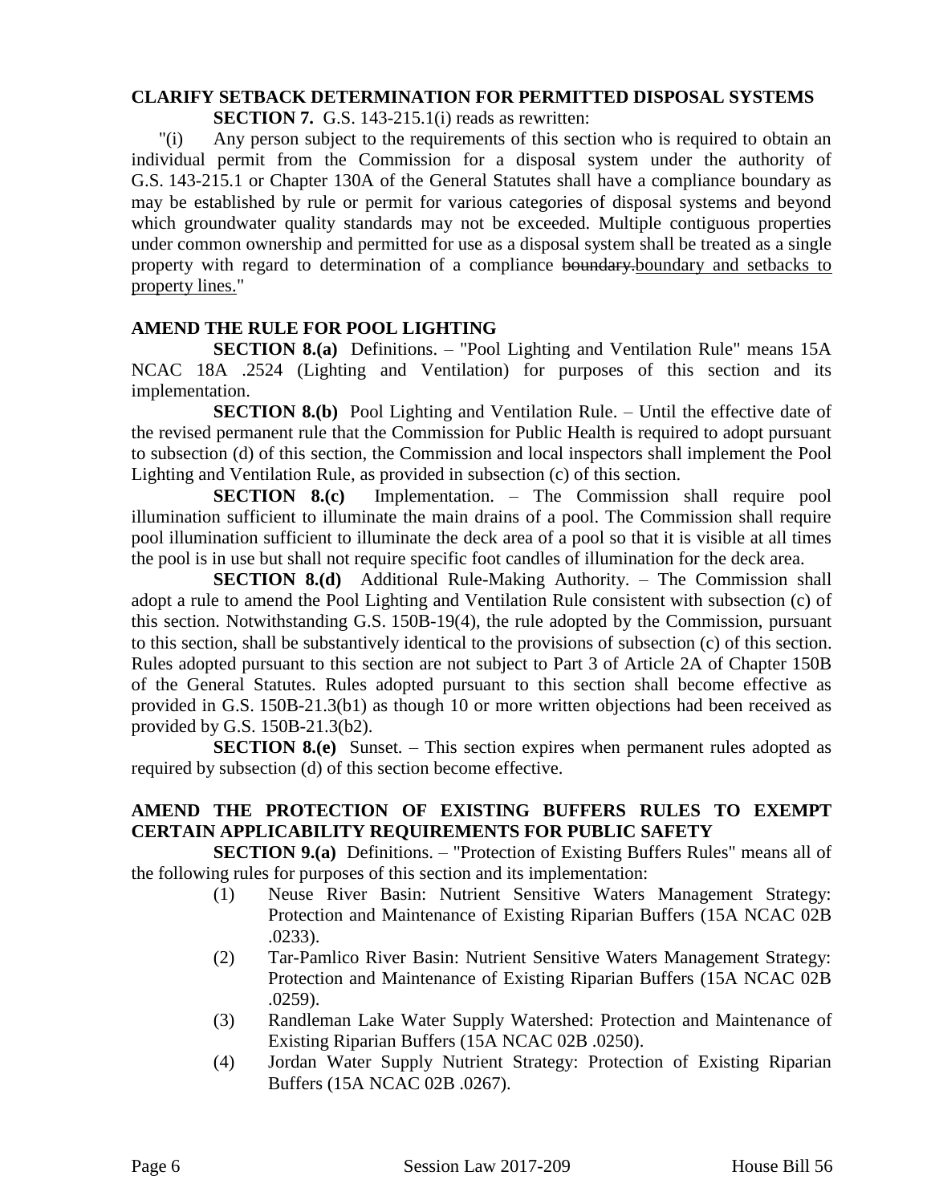**CLARIFY SETBACK DETERMINATION FOR PERMITTED DISPOSAL SYSTEMS**

**SECTION 7.** G.S. 143-215.1(i) reads as rewritten:

"(i) Any person subject to the requirements of this section who is required to obtain an individual permit from the Commission for a disposal system under the authority of G.S. 143-215.1 or Chapter 130A of the General Statutes shall have a compliance boundary as may be established by rule or permit for various categories of disposal systems and beyond which groundwater quality standards may not be exceeded. Multiple contiguous properties under common ownership and permitted for use as a disposal system shall be treated as a single property with regard to determination of a compliance ~~boundary.~~<u>boundary and setbacks to property lines.</u>"

**AMEND THE RULE FOR POOL LIGHTING**

**SECTION 8.(a)** Definitions. – "Pool Lighting and Ventilation Rule" means 15A NCAC 18A .2524 (Lighting and Ventilation) for purposes of this section and its implementation.

**SECTION 8.(b)** Pool Lighting and Ventilation Rule. – Until the effective date of the revised permanent rule that the Commission for Public Health is required to adopt pursuant to subsection (d) of this section, the Commission and local inspectors shall implement the Pool Lighting and Ventilation Rule, as provided in subsection (c) of this section.

**SECTION 8.(c)** Implementation. – The Commission shall require pool illumination sufficient to illuminate the main drains of a pool. The Commission shall require pool illumination sufficient to illuminate the deck area of a pool so that it is visible at all times the pool is in use but shall not require specific foot candles of illumination for the deck area.

**SECTION 8.(d)** Additional Rule-Making Authority. – The Commission shall adopt a rule to amend the Pool Lighting and Ventilation Rule consistent with subsection (c) of this section. Notwithstanding G.S. 150B-19(4), the rule adopted by the Commission, pursuant to this section, shall be substantively identical to the provisions of subsection (c) of this section. Rules adopted pursuant to this section are not subject to Part 3 of Article 2A of Chapter 150B of the General Statutes. Rules adopted pursuant to this section shall become effective as provided in G.S. 150B-21.3(b1) as though 10 or more written objections had been received as provided by G.S. 150B-21.3(b2).

**SECTION 8.(e)** Sunset. – This section expires when permanent rules adopted as required by subsection (d) of this section become effective.

**AMEND THE PROTECTION OF EXISTING BUFFERS RULES TO EXEMPT CERTAIN APPLICABILITY REQUIREMENTS FOR PUBLIC SAFETY**

**SECTION 9.(a)** Definitions. – "Protection of Existing Buffers Rules" means all of the following rules for purposes of this section and its implementation:

(1) Neuse River Basin: Nutrient Sensitive Waters Management Strategy: Protection and Maintenance of Existing Riparian Buffers (15A NCAC 02B .0233).

(2) Tar-Pamlico River Basin: Nutrient Sensitive Waters Management Strategy: Protection and Maintenance of Existing Riparian Buffers (15A NCAC 02B .0259).

(3) Randleman Lake Water Supply Watershed: Protection and Maintenance of Existing Riparian Buffers (15A NCAC 02B .0250).

(4) Jordan Water Supply Nutrient Strategy: Protection of Existing Riparian Buffers (15A NCAC 02B .0267).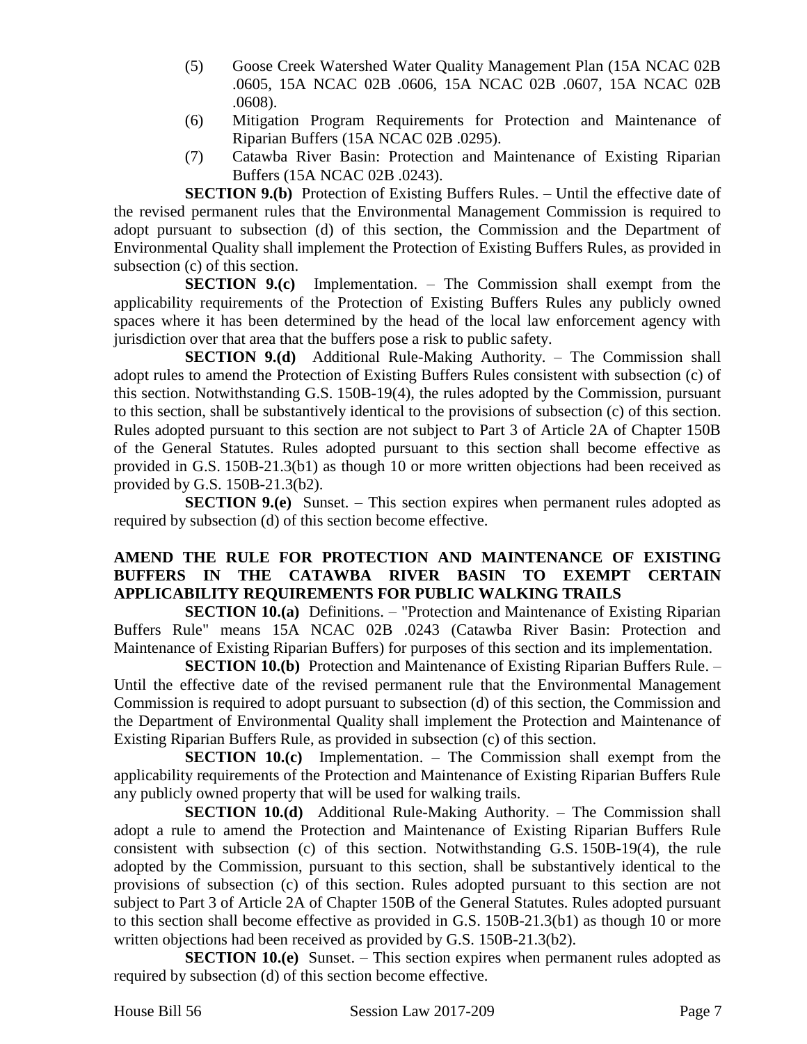(5) Goose Creek Watershed Water Quality Management Plan (15A NCAC 02B .0605, 15A NCAC 02B .0606, 15A NCAC 02B .0607, 15A NCAC 02B .0608).

(6) Mitigation Program Requirements for Protection and Maintenance of Riparian Buffers (15A NCAC 02B .0295).

(7) Catawba River Basin: Protection and Maintenance of Existing Riparian Buffers (15A NCAC 02B .0243).

**SECTION 9.(b)** Protection of Existing Buffers Rules. – Until the effective date of the revised permanent rules that the Environmental Management Commission is required to adopt pursuant to subsection (d) of this section, the Commission and the Department of Environmental Quality shall implement the Protection of Existing Buffers Rules, as provided in subsection (c) of this section.

**SECTION 9.(c)** Implementation. – The Commission shall exempt from the applicability requirements of the Protection of Existing Buffers Rules any publicly owned spaces where it has been determined by the head of the local law enforcement agency with jurisdiction over that area that the buffers pose a risk to public safety.

**SECTION 9.(d)** Additional Rule-Making Authority. – The Commission shall adopt rules to amend the Protection of Existing Buffers Rules consistent with subsection (c) of this section. Notwithstanding G.S. 150B-19(4), the rules adopted by the Commission, pursuant to this section, shall be substantively identical to the provisions of subsection (c) of this section. Rules adopted pursuant to this section are not subject to Part 3 of Article 2A of Chapter 150B of the General Statutes. Rules adopted pursuant to this section shall become effective as provided in G.S. 150B-21.3(b1) as though 10 or more written objections had been received as provided by G.S. 150B-21.3(b2).

**SECTION 9.(e)** Sunset. – This section expires when permanent rules adopted as required by subsection (d) of this section become effective.

**AMEND THE RULE FOR PROTECTION AND MAINTENANCE OF EXISTING BUFFERS IN THE CATAWBA RIVER BASIN TO EXEMPT CERTAIN APPLICABILITY REQUIREMENTS FOR PUBLIC WALKING TRAILS**

**SECTION 10.(a)** Definitions. – "Protection and Maintenance of Existing Riparian Buffers Rule" means 15A NCAC 02B .0243 (Catawba River Basin: Protection and Maintenance of Existing Riparian Buffers) for purposes of this section and its implementation.

**SECTION 10.(b)** Protection and Maintenance of Existing Riparian Buffers Rule. – Until the effective date of the revised permanent rule that the Environmental Management Commission is required to adopt pursuant to subsection (d) of this section, the Commission and the Department of Environmental Quality shall implement the Protection and Maintenance of Existing Riparian Buffers Rule, as provided in subsection (c) of this section.

**SECTION 10.(c)** Implementation. – The Commission shall exempt from the applicability requirements of the Protection and Maintenance of Existing Riparian Buffers Rule any publicly owned property that will be used for walking trails.

**SECTION 10.(d)** Additional Rule-Making Authority. – The Commission shall adopt a rule to amend the Protection and Maintenance of Existing Riparian Buffers Rule consistent with subsection (c) of this section. Notwithstanding G.S. 150B-19(4), the rule adopted by the Commission, pursuant to this section, shall be substantively identical to the provisions of subsection (c) of this section. Rules adopted pursuant to this section are not subject to Part 3 of Article 2A of Chapter 150B of the General Statutes. Rules adopted pursuant to this section shall become effective as provided in G.S. 150B-21.3(b1) as though 10 or more written objections had been received as provided by G.S. 150B-21.3(b2).

**SECTION 10.(e)** Sunset. – This section expires when permanent rules adopted as required by subsection (d) of this section become effective.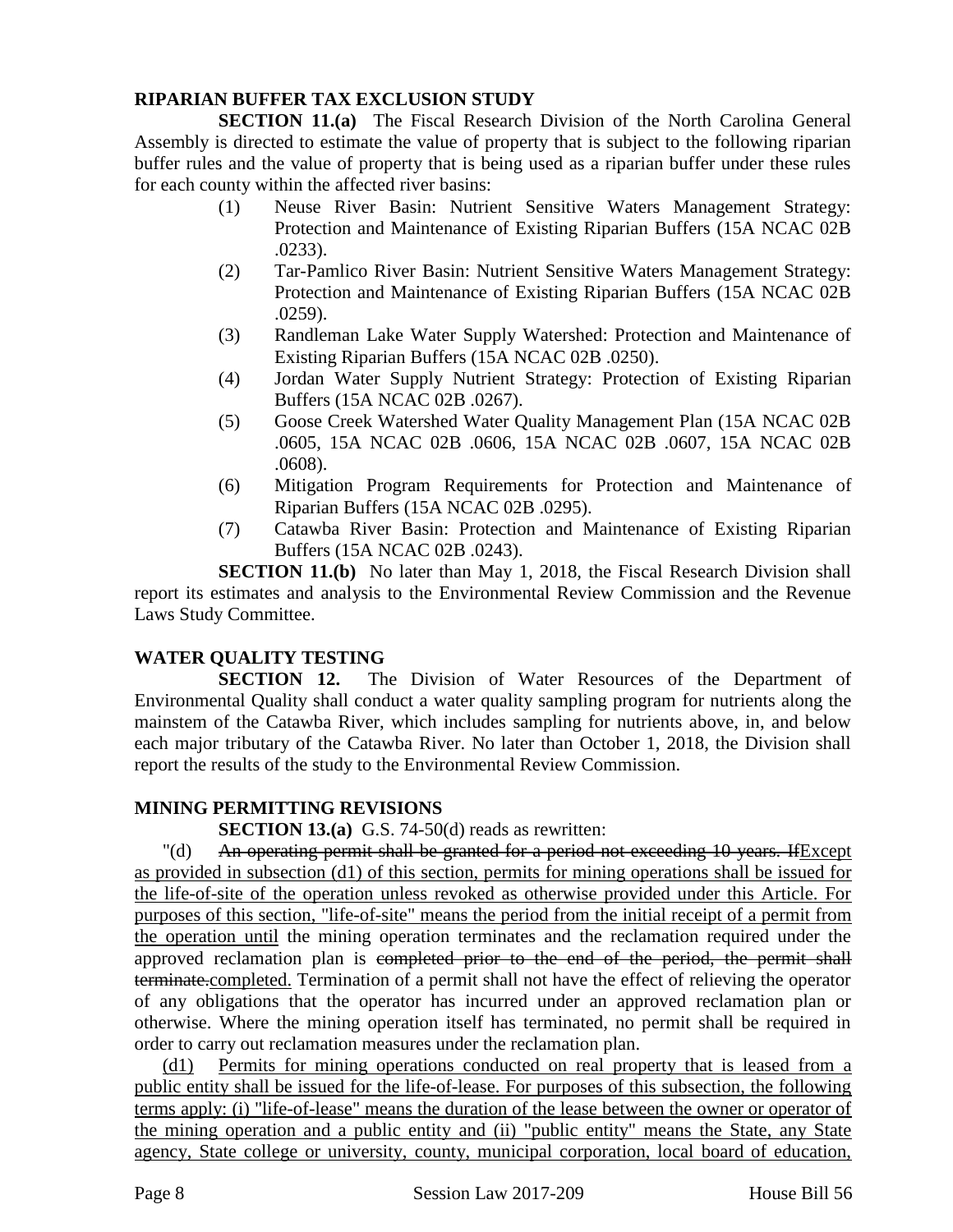**RIPARIAN BUFFER TAX EXCLUSION STUDY**

**SECTION 11.(a)** The Fiscal Research Division of the North Carolina General Assembly is directed to estimate the value of property that is subject to the following riparian buffer rules and the value of property that is being used as a riparian buffer under these rules for each county within the affected river basins:

(1) Neuse River Basin: Nutrient Sensitive Waters Management Strategy: Protection and Maintenance of Existing Riparian Buffers (15A NCAC 02B .0233).

(2) Tar-Pamlico River Basin: Nutrient Sensitive Waters Management Strategy: Protection and Maintenance of Existing Riparian Buffers (15A NCAC 02B .0259).

(3) Randleman Lake Water Supply Watershed: Protection and Maintenance of Existing Riparian Buffers (15A NCAC 02B .0250).

(4) Jordan Water Supply Nutrient Strategy: Protection of Existing Riparian Buffers (15A NCAC 02B .0267).

(5) Goose Creek Watershed Water Quality Management Plan (15A NCAC 02B .0605, 15A NCAC 02B .0606, 15A NCAC 02B .0607, 15A NCAC 02B .0608).

(6) Mitigation Program Requirements for Protection and Maintenance of Riparian Buffers (15A NCAC 02B .0295).

(7) Catawba River Basin: Protection and Maintenance of Existing Riparian Buffers (15A NCAC 02B .0243).

**SECTION 11.(b)** No later than May 1, 2018, the Fiscal Research Division shall report its estimates and analysis to the Environmental Review Commission and the Revenue Laws Study Committee.

**WATER QUALITY TESTING**

**SECTION 12.** The Division of Water Resources of the Department of Environmental Quality shall conduct a water quality sampling program for nutrients along the mainstem of the Catawba River, which includes sampling for nutrients above, in, and below each major tributary of the Catawba River. No later than October 1, 2018, the Division shall report the results of the study to the Environmental Review Commission.

**MINING PERMITTING REVISIONS**

**SECTION 13.(a)** G.S. 74-50(d) reads as rewritten:

"(d) ~~An operating permit shall be granted for a period not exceeding 10 years. If~~<u>Except as provided in subsection (d1) of this section, permits for mining operations shall be issued for the life-of-site of the operation unless revoked as otherwise provided under this Article. For purposes of this section, "life-of-site" means the period from the initial receipt of a permit from the operation until</u> the mining operation terminates and the reclamation required under the approved reclamation plan is ~~completed prior to the end of the period, the permit shall terminate.~~<u>completed.</u> Termination of a permit shall not have the effect of relieving the operator of any obligations that the operator has incurred under an approved reclamation plan or otherwise. Where the mining operation itself has terminated, no permit shall be required in order to carry out reclamation measures under the reclamation plan.

<u>(d1) Permits for mining operations conducted on real property that is leased from a public entity shall be issued for the life-of-lease. For purposes of this subsection, the following terms apply: (i) "life-of-lease" means the duration of the lease between the owner or operator of the mining operation and a public entity and (ii) "public entity" means the State, any State agency, State college or university, county, municipal corporation, local board of education,</u>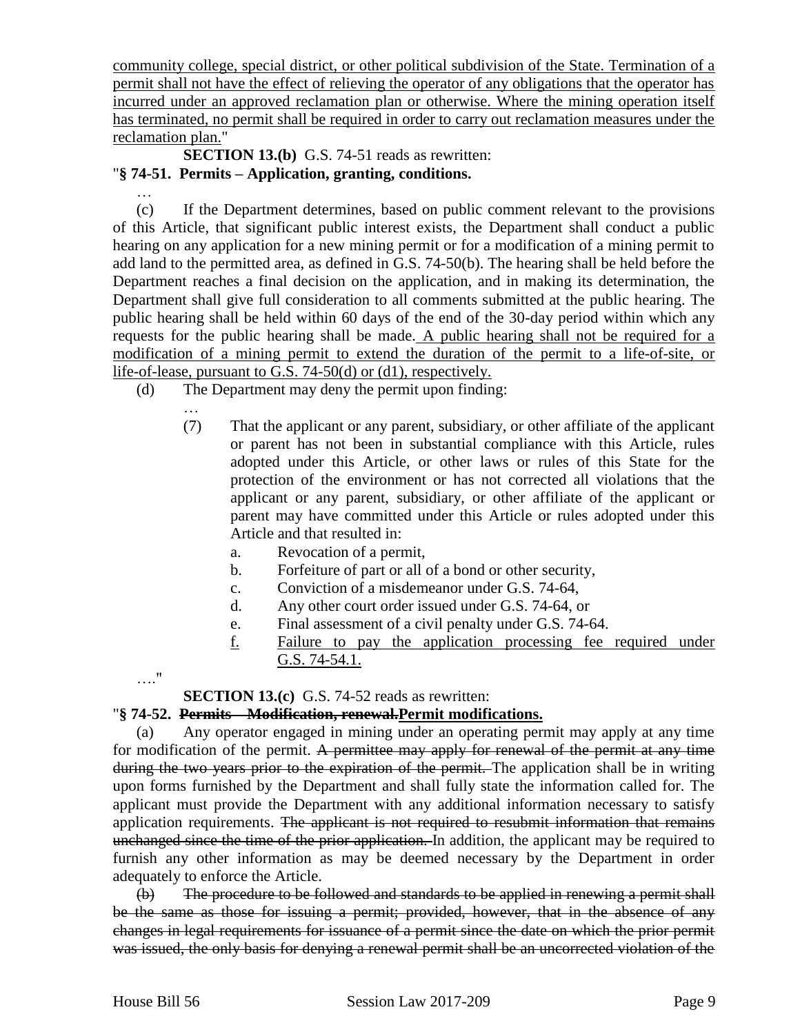community college, special district, or other political subdivision of the State. Termination of a permit shall not have the effect of relieving the operator of any obligations that the operator has incurred under an approved reclamation plan or otherwise. Where the mining operation itself has terminated, no permit shall be required in order to carry out reclamation measures under the reclamation plan."

**SECTION 13.(b)** G.S. 74-51 reads as rewritten:

"**§ 74-51. Permits – Application, granting, conditions.**

…

(c) If the Department determines, based on public comment relevant to the provisions of this Article, that significant public interest exists, the Department shall conduct a public hearing on any application for a new mining permit or for a modification of a mining permit to add land to the permitted area, as defined in G.S. 74-50(b). The hearing shall be held before the Department reaches a final decision on the application, and in making its determination, the Department shall give full consideration to all comments submitted at the public hearing. The public hearing shall be held within 60 days of the end of the 30-day period within which any requests for the public hearing shall be made. A public hearing shall not be required for a modification of a mining permit to extend the duration of the permit to a life-of-site, or life-of-lease, pursuant to G.S. 74-50(d) or (d1), respectively.

(d) The Department may deny the permit upon finding:

…

(7) That the applicant or any parent, subsidiary, or other affiliate of the applicant or parent has not been in substantial compliance with this Article, rules adopted under this Article, or other laws or rules of this State for the protection of the environment or has not corrected all violations that the applicant or any parent, subsidiary, or other affiliate of the applicant or parent may have committed under this Article or rules adopted under this Article and that resulted in:

a. Revocation of a permit,
b. Forfeiture of part or all of a bond or other security,
c. Conviction of a misdemeanor under G.S. 74-64,
d. Any other court order issued under G.S. 74-64, or
e. Final assessment of a civil penalty under G.S. 74-64.
f. Failure to pay the application processing fee required under G.S. 74-54.1.

…."

**SECTION 13.(c)** G.S. 74-52 reads as rewritten:

"**§ 74-52. ~~Permits – Modification, renewal.~~Permit modifications.**

(a) Any operator engaged in mining under an operating permit may apply at any time for modification of the permit. ~~A permittee may apply for renewal of the permit at any time during the two years prior to the expiration of the permit.~~ The application shall be in writing upon forms furnished by the Department and shall fully state the information called for. The applicant must provide the Department with any additional information necessary to satisfy application requirements. ~~The applicant is not required to resubmit information that remains unchanged since the time of the prior application.~~ In addition, the applicant may be required to furnish any other information as may be deemed necessary by the Department in order adequately to enforce the Article.

~~(b) The procedure to be followed and standards to be applied in renewing a permit shall be the same as those for issuing a permit; provided, however, that in the absence of any changes in legal requirements for issuance of a permit since the date on which the prior permit was issued, the only basis for denying a renewal permit shall be an uncorrected violation of the~~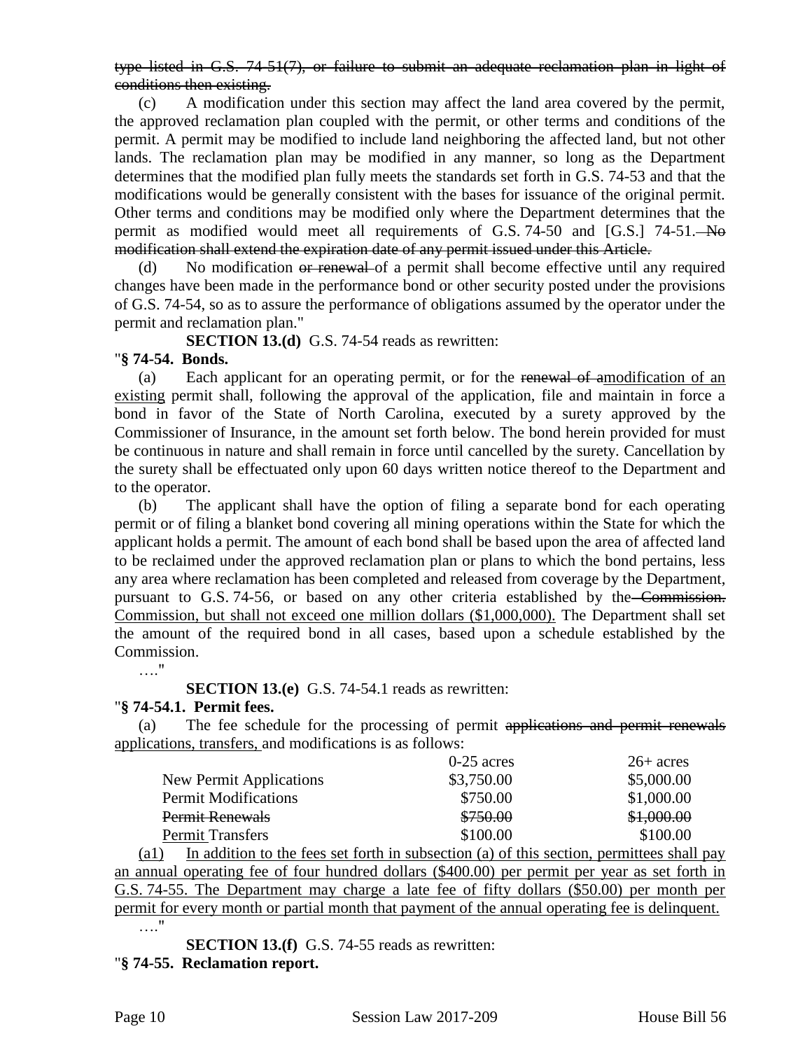~~type listed in G.S. 74-51(7), or failure to submit an adequate reclamation plan in light of conditions then existing.~~

(c) A modification under this section may affect the land area covered by the permit, the approved reclamation plan coupled with the permit, or other terms and conditions of the permit. A permit may be modified to include land neighboring the affected land, but not other lands. The reclamation plan may be modified in any manner, so long as the Department determines that the modified plan fully meets the standards set forth in G.S. 74-53 and that the modifications would be generally consistent with the bases for issuance of the original permit. Other terms and conditions may be modified only where the Department determines that the permit as modified would meet all requirements of G.S. 74-50 and [G.S.] 74-51. ~~No modification shall extend the expiration date of any permit issued under this Article.~~

(d) No modification ~~or renewal~~ of a permit shall become effective until any required changes have been made in the performance bond or other security posted under the provisions of G.S. 74-54, so as to assure the performance of obligations assumed by the operator under the permit and reclamation plan."

**SECTION 13.(d)** G.S. 74-54 reads as rewritten:

"**§ 74-54. Bonds.**

(a) Each applicant for an operating permit, or for the ~~renewal of a~~<u>modification of an existing</u> permit shall, following the approval of the application, file and maintain in force a bond in favor of the State of North Carolina, executed by a surety approved by the Commissioner of Insurance, in the amount set forth below. The bond herein provided for must be continuous in nature and shall remain in force until cancelled by the surety. Cancellation by the surety shall be effectuated only upon 60 days written notice thereof to the Department and to the operator.

(b) The applicant shall have the option of filing a separate bond for each operating permit or of filing a blanket bond covering all mining operations within the State for which the applicant holds a permit. The amount of each bond shall be based upon the area of affected land to be reclaimed under the approved reclamation plan or plans to which the bond pertains, less any area where reclamation has been completed and released from coverage by the Department, pursuant to G.S. 74-56, or based on any other criteria established by the ~~Commission.~~ <u>Commission, but shall not exceed one million dollars ($1,000,000).</u> The Department shall set the amount of the required bond in all cases, based upon a schedule established by the Commission.

…."

**SECTION 13.(e)** G.S. 74-54.1 reads as rewritten:

"**§ 74-54.1. Permit fees.**

(a) The fee schedule for the processing of permit ~~applications and permit renewals~~ <u>applications, transfers,</u> and modifications is as follows:

| | 0-25 acres | 26+ acres |
|---|---|---|
| New Permit Applications | $3,750.00 | $5,000.00 |
| Permit Modifications | $750.00 | $1,000.00 |
| ~~Permit Renewals~~ | ~~$750.00~~ | ~~$1,000.00~~ |
| <u>Permit</u> Transfers | $100.00 | $100.00 |

<u>(a1) In addition to the fees set forth in subsection (a) of this section, permittees shall pay an annual operating fee of four hundred dollars ($400.00) per permit per year as set forth in G.S. 74-55. The Department may charge a late fee of fifty dollars ($50.00) per month per permit for every month or partial month that payment of the annual operating fee is delinquent.</u>

…."

**SECTION 13.(f)** G.S. 74-55 reads as rewritten:

"**§ 74-55. Reclamation report.**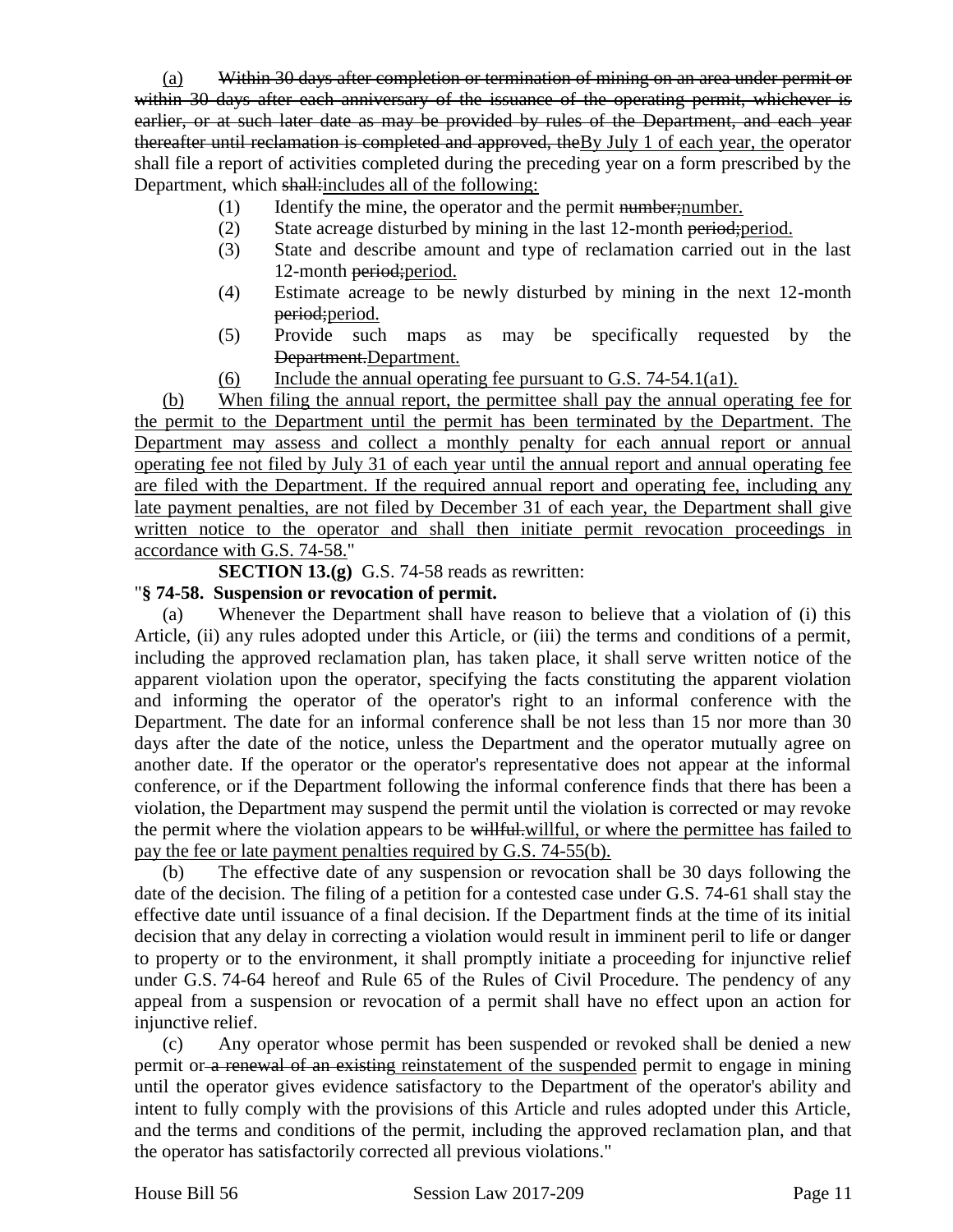(a) ~~Within 30 days after completion or termination of mining on an area under permit or within 30 days after each anniversary of the issuance of the operating permit, whichever is earlier, or at such later date as may be provided by rules of the Department, and each year thereafter until reclamation is completed and approved, the~~By July 1 of each year, the operator shall file a report of activities completed during the preceding year on a form prescribed by the Department, which ~~shall:~~includes all of the following:

(1) Identify the mine, the operator and the permit ~~number;~~number.

(2) State acreage disturbed by mining in the last 12-month ~~period;~~period.

(3) State and describe amount and type of reclamation carried out in the last 12-month ~~period;~~period.

(4) Estimate acreage to be newly disturbed by mining in the next 12-month ~~period;~~period.

(5) Provide such maps as may be specifically requested by the ~~Department.~~Department.

(6) Include the annual operating fee pursuant to G.S. 74-54.1(a1).

(b) When filing the annual report, the permittee shall pay the annual operating fee for the permit to the Department until the permit has been terminated by the Department. The Department may assess and collect a monthly penalty for each annual report or annual operating fee not filed by July 31 of each year until the annual report and annual operating fee are filed with the Department. If the required annual report and operating fee, including any late payment penalties, are not filed by December 31 of each year, the Department shall give written notice to the operator and shall then initiate permit revocation proceedings in accordance with G.S. 74-58."

**SECTION 13.(g)** G.S. 74-58 reads as rewritten:

"**§ 74-58. Suspension or revocation of permit.**

(a) Whenever the Department shall have reason to believe that a violation of (i) this Article, (ii) any rules adopted under this Article, or (iii) the terms and conditions of a permit, including the approved reclamation plan, has taken place, it shall serve written notice of the apparent violation upon the operator, specifying the facts constituting the apparent violation and informing the operator of the operator's right to an informal conference with the Department. The date for an informal conference shall be not less than 15 nor more than 30 days after the date of the notice, unless the Department and the operator mutually agree on another date. If the operator or the operator's representative does not appear at the informal conference, or if the Department following the informal conference finds that there has been a violation, the Department may suspend the permit until the violation is corrected or may revoke the permit where the violation appears to be ~~willful.~~willful, or where the permittee has failed to pay the fee or late payment penalties required by G.S. 74-55(b).

(b) The effective date of any suspension or revocation shall be 30 days following the date of the decision. The filing of a petition for a contested case under G.S. 74-61 shall stay the effective date until issuance of a final decision. If the Department finds at the time of its initial decision that any delay in correcting a violation would result in imminent peril to life or danger to property or to the environment, it shall promptly initiate a proceeding for injunctive relief under G.S. 74-64 hereof and Rule 65 of the Rules of Civil Procedure. The pendency of any appeal from a suspension or revocation of a permit shall have no effect upon an action for injunctive relief.

(c) Any operator whose permit has been suspended or revoked shall be denied a new permit or ~~a renewal of an existing~~ reinstatement of the suspended permit to engage in mining until the operator gives evidence satisfactory to the Department of the operator's ability and intent to fully comply with the provisions of this Article and rules adopted under this Article, and the terms and conditions of the permit, including the approved reclamation plan, and that the operator has satisfactorily corrected all previous violations."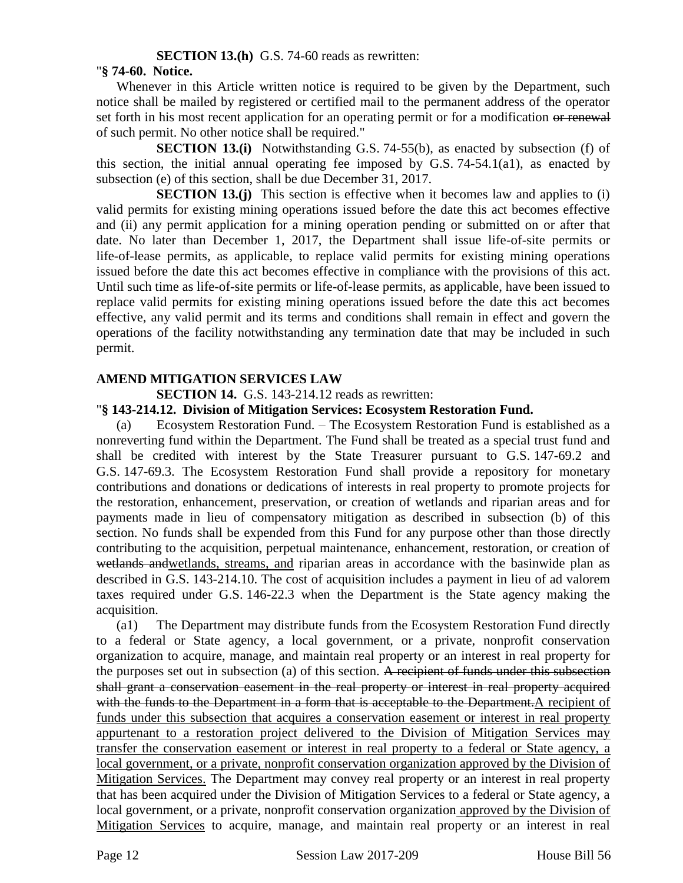**SECTION 13.(h)** G.S. 74-60 reads as rewritten:

"**§ 74-60. Notice.**

Whenever in this Article written notice is required to be given by the Department, such notice shall be mailed by registered or certified mail to the permanent address of the operator set forth in his most recent application for an operating permit or for a modification ~~or renewal~~ of such permit. No other notice shall be required."

**SECTION 13.(i)** Notwithstanding G.S. 74-55(b), as enacted by subsection (f) of this section, the initial annual operating fee imposed by G.S. 74-54.1(a1), as enacted by subsection (e) of this section, shall be due December 31, 2017.

**SECTION 13.(j)** This section is effective when it becomes law and applies to (i) valid permits for existing mining operations issued before the date this act becomes effective and (ii) any permit application for a mining operation pending or submitted on or after that date. No later than December 1, 2017, the Department shall issue life-of-site permits or life-of-lease permits, as applicable, to replace valid permits for existing mining operations issued before the date this act becomes effective in compliance with the provisions of this act. Until such time as life-of-site permits or life-of-lease permits, as applicable, have been issued to replace valid permits for existing mining operations issued before the date this act becomes effective, any valid permit and its terms and conditions shall remain in effect and govern the operations of the facility notwithstanding any termination date that may be included in such permit.

**AMEND MITIGATION SERVICES LAW**

**SECTION 14.** G.S. 143-214.12 reads as rewritten:

"**§ 143-214.12. Division of Mitigation Services: Ecosystem Restoration Fund.**

(a) Ecosystem Restoration Fund. – The Ecosystem Restoration Fund is established as a nonreverting fund within the Department. The Fund shall be treated as a special trust fund and shall be credited with interest by the State Treasurer pursuant to G.S. 147-69.2 and G.S. 147-69.3. The Ecosystem Restoration Fund shall provide a repository for monetary contributions and donations or dedications of interests in real property to promote projects for the restoration, enhancement, preservation, or creation of wetlands and riparian areas and for payments made in lieu of compensatory mitigation as described in subsection (b) of this section. No funds shall be expended from this Fund for any purpose other than those directly contributing to the acquisition, perpetual maintenance, enhancement, restoration, or creation of ~~wetlands and~~<u>wetlands, streams, and</u> riparian areas in accordance with the basinwide plan as described in G.S. 143-214.10. The cost of acquisition includes a payment in lieu of ad valorem taxes required under G.S. 146-22.3 when the Department is the State agency making the acquisition.

(a1) The Department may distribute funds from the Ecosystem Restoration Fund directly to a federal or State agency, a local government, or a private, nonprofit conservation organization to acquire, manage, and maintain real property or an interest in real property for the purposes set out in subsection (a) of this section. ~~A recipient of funds under this subsection shall grant a conservation easement in the real property or interest in real property acquired with the funds to the Department in a form that is acceptable to the Department.~~<u>A recipient of funds under this subsection that acquires a conservation easement or interest in real property appurtenant to a restoration project delivered to the Division of Mitigation Services may transfer the conservation easement or interest in real property to a federal or State agency, a local government, or a private, nonprofit conservation organization approved by the Division of Mitigation Services.</u> The Department may convey real property or an interest in real property that has been acquired under the Division of Mitigation Services to a federal or State agency, a local government, or a private, nonprofit conservation organization<u> approved by the Division of Mitigation Services</u> to acquire, manage, and maintain real property or an interest in real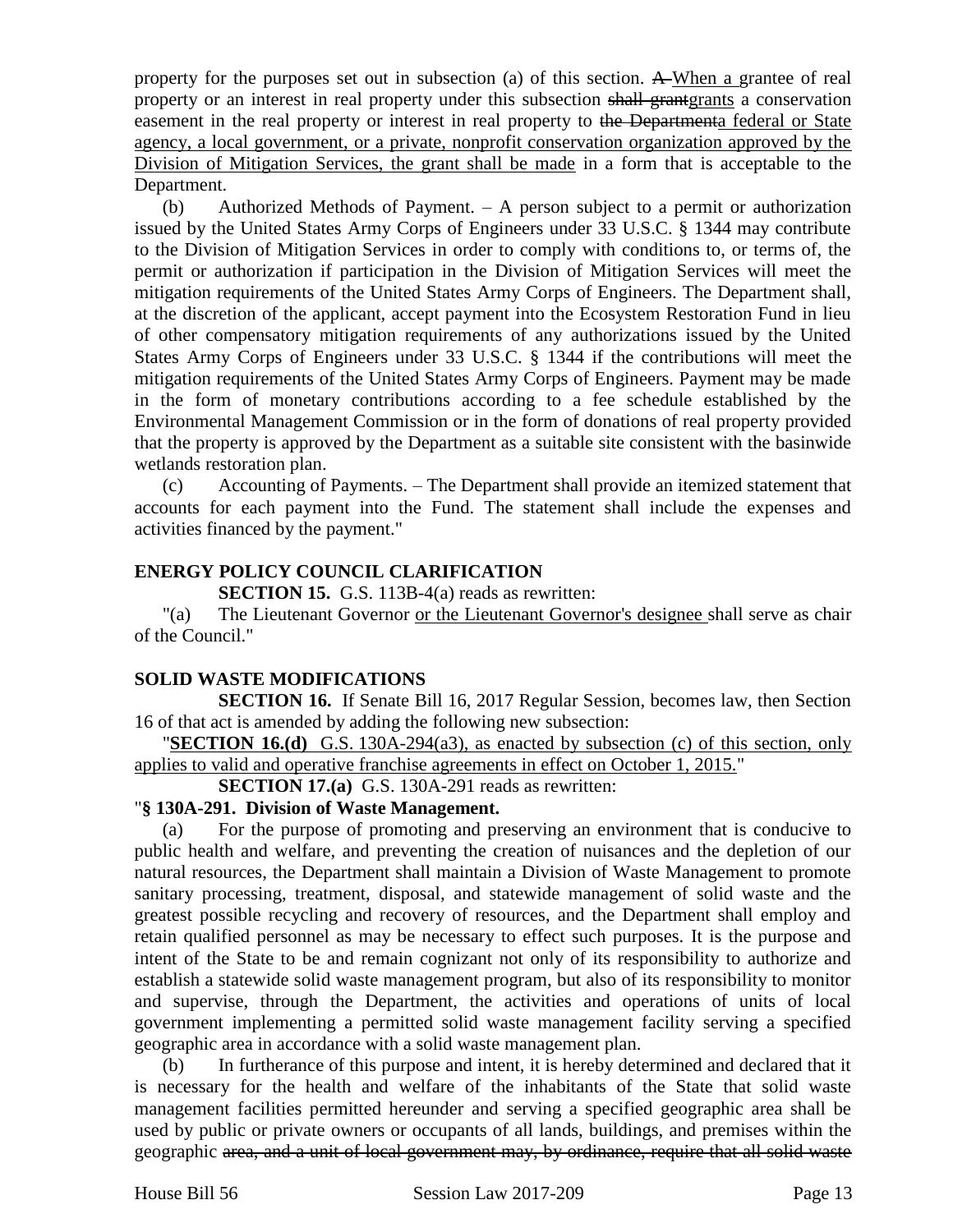property for the purposes set out in subsection (a) of this section. ~~A~~ When a grantee of real property or an interest in real property under this subsection ~~shall grant~~grants a conservation easement in the real property or interest in real property to ~~the Department~~a federal or State agency, a local government, or a private, nonprofit conservation organization approved by the Division of Mitigation Services, the grant shall be made in a form that is acceptable to the Department.

(b) Authorized Methods of Payment. – A person subject to a permit or authorization issued by the United States Army Corps of Engineers under 33 U.S.C. § 1344 may contribute to the Division of Mitigation Services in order to comply with conditions to, or terms of, the permit or authorization if participation in the Division of Mitigation Services will meet the mitigation requirements of the United States Army Corps of Engineers. The Department shall, at the discretion of the applicant, accept payment into the Ecosystem Restoration Fund in lieu of other compensatory mitigation requirements of any authorizations issued by the United States Army Corps of Engineers under 33 U.S.C. § 1344 if the contributions will meet the mitigation requirements of the United States Army Corps of Engineers. Payment may be made in the form of monetary contributions according to a fee schedule established by the Environmental Management Commission or in the form of donations of real property provided that the property is approved by the Department as a suitable site consistent with the basinwide wetlands restoration plan.

(c) Accounting of Payments. – The Department shall provide an itemized statement that accounts for each payment into the Fund. The statement shall include the expenses and activities financed by the payment."

**ENERGY POLICY COUNCIL CLARIFICATION**

**SECTION 15.** G.S. 113B-4(a) reads as rewritten:

"(a) The Lieutenant Governor or the Lieutenant Governor's designee shall serve as chair of the Council."

**SOLID WASTE MODIFICATIONS**

**SECTION 16.** If Senate Bill 16, 2017 Regular Session, becomes law, then Section 16 of that act is amended by adding the following new subsection:

"**SECTION 16.(d)** G.S. 130A-294(a3), as enacted by subsection (c) of this section, only applies to valid and operative franchise agreements in effect on October 1, 2015."

**SECTION 17.(a)** G.S. 130A-291 reads as rewritten:

"**§ 130A-291. Division of Waste Management.**

(a) For the purpose of promoting and preserving an environment that is conducive to public health and welfare, and preventing the creation of nuisances and the depletion of our natural resources, the Department shall maintain a Division of Waste Management to promote sanitary processing, treatment, disposal, and statewide management of solid waste and the greatest possible recycling and recovery of resources, and the Department shall employ and retain qualified personnel as may be necessary to effect such purposes. It is the purpose and intent of the State to be and remain cognizant not only of its responsibility to authorize and establish a statewide solid waste management program, but also of its responsibility to monitor and supervise, through the Department, the activities and operations of units of local government implementing a permitted solid waste management facility serving a specified geographic area in accordance with a solid waste management plan.

(b) In furtherance of this purpose and intent, it is hereby determined and declared that it is necessary for the health and welfare of the inhabitants of the State that solid waste management facilities permitted hereunder and serving a specified geographic area shall be used by public or private owners or occupants of all lands, buildings, and premises within the geographic ~~area, and a unit of local government may, by ordinance, require that all solid waste~~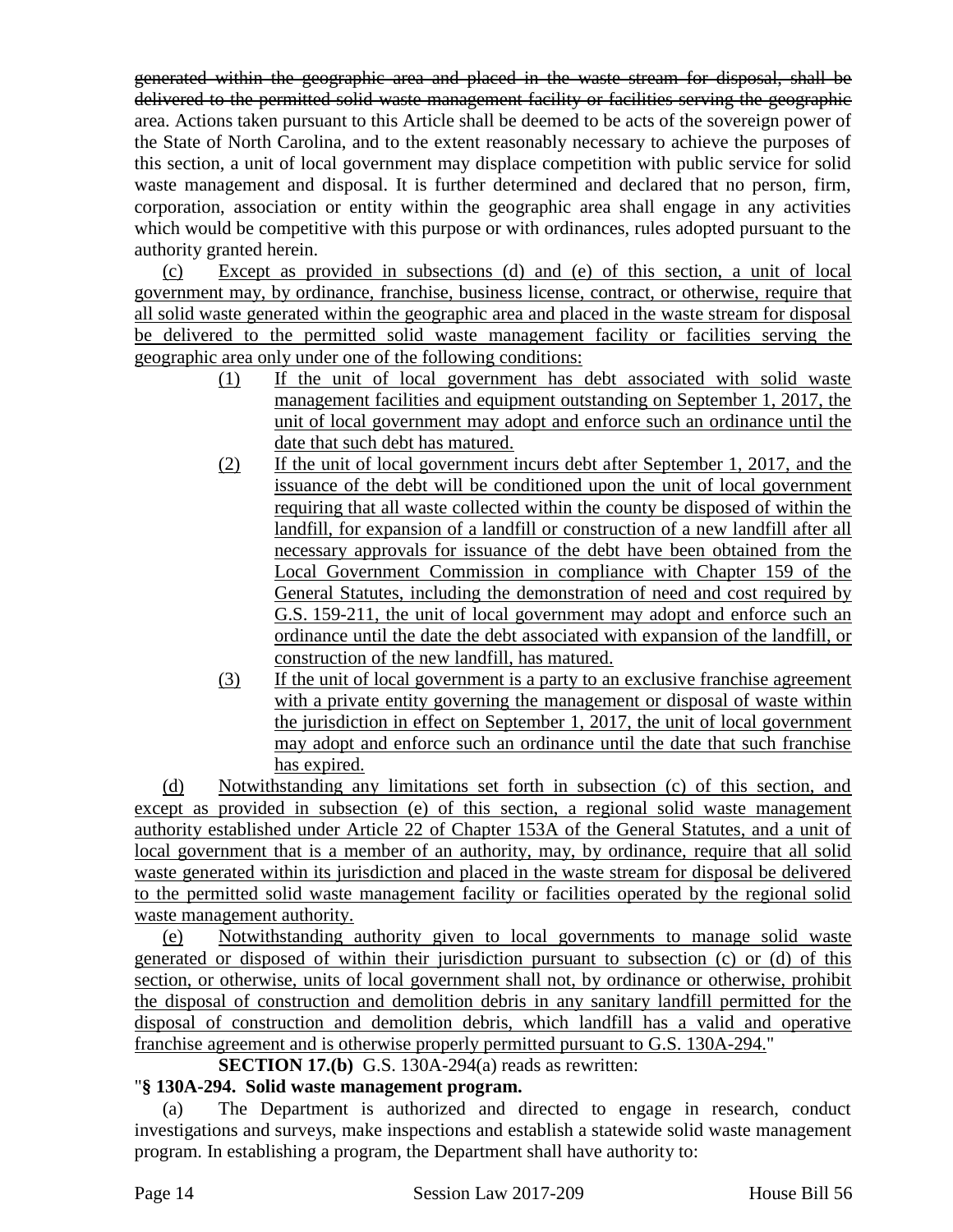~~generated within the geographic area and placed in the waste stream for disposal, shall be delivered to the permitted solid waste management facility or facilities serving the geographic~~ area. Actions taken pursuant to this Article shall be deemed to be acts of the sovereign power of the State of North Carolina, and to the extent reasonably necessary to achieve the purposes of this section, a unit of local government may displace competition with public service for solid waste management and disposal. It is further determined and declared that no person, firm, corporation, association or entity within the geographic area shall engage in any activities which would be competitive with this purpose or with ordinances, rules adopted pursuant to the authority granted herein.

<u>(c) Except as provided in subsections (d) and (e) of this section, a unit of local government may, by ordinance, franchise, business license, contract, or otherwise, require that all solid waste generated within the geographic area and placed in the waste stream for disposal be delivered to the permitted solid waste management facility or facilities serving the geographic area only under one of the following conditions:</u>

<u>(1) If the unit of local government has debt associated with solid waste management facilities and equipment outstanding on September 1, 2017, the unit of local government may adopt and enforce such an ordinance until the date that such debt has matured.</u>

<u>(2) If the unit of local government incurs debt after September 1, 2017, and the issuance of the debt will be conditioned upon the unit of local government requiring that all waste collected within the county be disposed of within the landfill, for expansion of a landfill or construction of a new landfill after all necessary approvals for issuance of the debt have been obtained from the Local Government Commission in compliance with Chapter 159 of the General Statutes, including the demonstration of need and cost required by G.S. 159-211, the unit of local government may adopt and enforce such an ordinance until the date the debt associated with expansion of the landfill, or construction of the new landfill, has matured.</u>

<u>(3) If the unit of local government is a party to an exclusive franchise agreement with a private entity governing the management or disposal of waste within the jurisdiction in effect on September 1, 2017, the unit of local government may adopt and enforce such an ordinance until the date that such franchise has expired.</u>

<u>(d) Notwithstanding any limitations set forth in subsection (c) of this section, and except as provided in subsection (e) of this section, a regional solid waste management authority established under Article 22 of Chapter 153A of the General Statutes, and a unit of local government that is a member of an authority, may, by ordinance, require that all solid waste generated within its jurisdiction and placed in the waste stream for disposal be delivered to the permitted solid waste management facility or facilities operated by the regional solid waste management authority.</u>

<u>(e) Notwithstanding authority given to local governments to manage solid waste generated or disposed of within their jurisdiction pursuant to subsection (c) or (d) of this section, or otherwise, units of local government shall not, by ordinance or otherwise, prohibit the disposal of construction and demolition debris in any sanitary landfill permitted for the disposal of construction and demolition debris, which landfill has a valid and operative franchise agreement and is otherwise properly permitted pursuant to G.S. 130A-294.</u>"

**SECTION 17.(b)** G.S. 130A-294(a) reads as rewritten:

"**§ 130A-294. Solid waste management program.**

(a) The Department is authorized and directed to engage in research, conduct investigations and surveys, make inspections and establish a statewide solid waste management program. In establishing a program, the Department shall have authority to: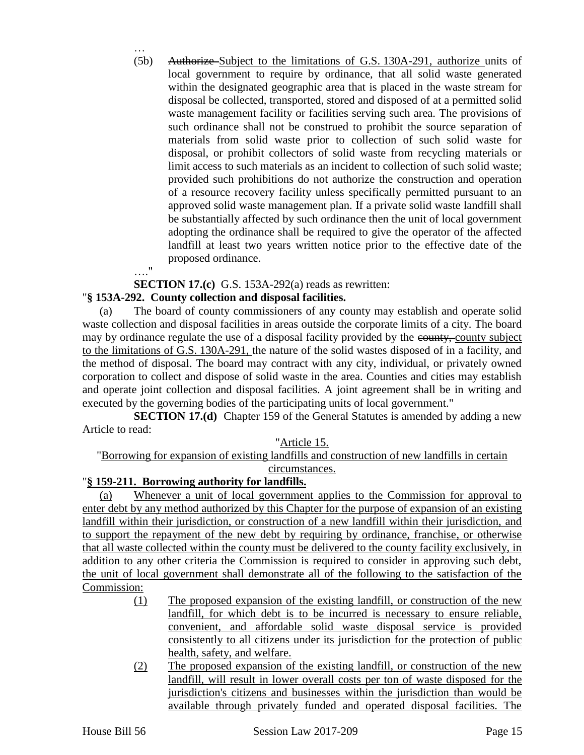…

(5b) ~~Authorize~~ Subject to the limitations of G.S. 130A-291, authorize units of local government to require by ordinance, that all solid waste generated within the designated geographic area that is placed in the waste stream for disposal be collected, transported, stored and disposed of at a permitted solid waste management facility or facilities serving such area. The provisions of such ordinance shall not be construed to prohibit the source separation of materials from solid waste prior to collection of such solid waste for disposal, or prohibit collectors of solid waste from recycling materials or limit access to such materials as an incident to collection of such solid waste; provided such prohibitions do not authorize the construction and operation of a resource recovery facility unless specifically permitted pursuant to an approved solid waste management plan. If a private solid waste landfill shall be substantially affected by such ordinance then the unit of local government adopting the ordinance shall be required to give the operator of the affected landfill at least two years written notice prior to the effective date of the proposed ordinance.

…."

**SECTION 17.(c)** G.S. 153A-292(a) reads as rewritten:

"**§ 153A-292. County collection and disposal facilities.**

(a) The board of county commissioners of any county may establish and operate solid waste collection and disposal facilities in areas outside the corporate limits of a city. The board may by ordinance regulate the use of a disposal facility provided by the ~~county,~~ county subject to the limitations of G.S. 130A-291, the nature of the solid wastes disposed of in a facility, and the method of disposal. The board may contract with any city, individual, or privately owned corporation to collect and dispose of solid waste in the area. Counties and cities may establish and operate joint collection and disposal facilities. A joint agreement shall be in writing and executed by the governing bodies of the participating units of local government."

**SECTION 17.(d)** Chapter 159 of the General Statutes is amended by adding a new Article to read:

"Article 15.

"Borrowing for expansion of existing landfills and construction of new landfills in certain circumstances.

"**§ 159-211. Borrowing authority for landfills.**

(a) Whenever a unit of local government applies to the Commission for approval to enter debt by any method authorized by this Chapter for the purpose of expansion of an existing landfill within their jurisdiction, or construction of a new landfill within their jurisdiction, and to support the repayment of the new debt by requiring by ordinance, franchise, or otherwise that all waste collected within the county must be delivered to the county facility exclusively, in addition to any other criteria the Commission is required to consider in approving such debt, the unit of local government shall demonstrate all of the following to the satisfaction of the Commission:

(1) The proposed expansion of the existing landfill, or construction of the new landfill, for which debt is to be incurred is necessary to ensure reliable, convenient, and affordable solid waste disposal service is provided consistently to all citizens under its jurisdiction for the protection of public health, safety, and welfare.

(2) The proposed expansion of the existing landfill, or construction of the new landfill, will result in lower overall costs per ton of waste disposed for the jurisdiction's citizens and businesses within the jurisdiction than would be available through privately funded and operated disposal facilities. The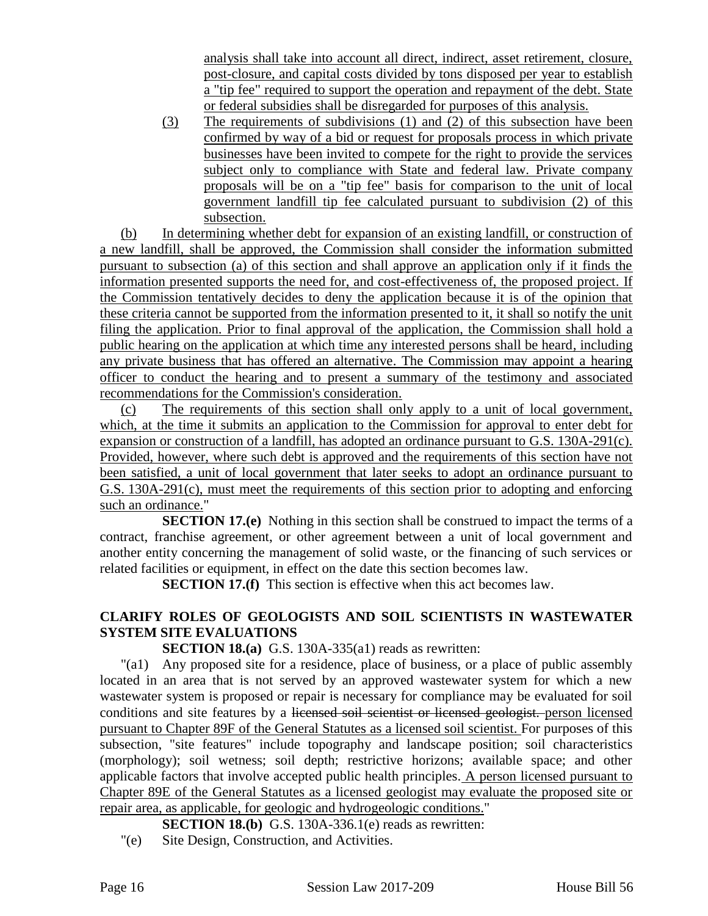analysis shall take into account all direct, indirect, asset retirement, closure, post-closure, and capital costs divided by tons disposed per year to establish a "tip fee" required to support the operation and repayment of the debt. State or federal subsidies shall be disregarded for purposes of this analysis.

(3) The requirements of subdivisions (1) and (2) of this subsection have been confirmed by way of a bid or request for proposals process in which private businesses have been invited to compete for the right to provide the services subject only to compliance with State and federal law. Private company proposals will be on a "tip fee" basis for comparison to the unit of local government landfill tip fee calculated pursuant to subdivision (2) of this subsection.

(b) In determining whether debt for expansion of an existing landfill, or construction of a new landfill, shall be approved, the Commission shall consider the information submitted pursuant to subsection (a) of this section and shall approve an application only if it finds the information presented supports the need for, and cost-effectiveness of, the proposed project. If the Commission tentatively decides to deny the application because it is of the opinion that these criteria cannot be supported from the information presented to it, it shall so notify the unit filing the application. Prior to final approval of the application, the Commission shall hold a public hearing on the application at which time any interested persons shall be heard, including any private business that has offered an alternative. The Commission may appoint a hearing officer to conduct the hearing and to present a summary of the testimony and associated recommendations for the Commission's consideration.

(c) The requirements of this section shall only apply to a unit of local government, which, at the time it submits an application to the Commission for approval to enter debt for expansion or construction of a landfill, has adopted an ordinance pursuant to G.S. 130A-291(c). Provided, however, where such debt is approved and the requirements of this section have not been satisfied, a unit of local government that later seeks to adopt an ordinance pursuant to G.S. 130A-291(c), must meet the requirements of this section prior to adopting and enforcing such an ordinance."

**SECTION 17.(e)** Nothing in this section shall be construed to impact the terms of a contract, franchise agreement, or other agreement between a unit of local government and another entity concerning the management of solid waste, or the financing of such services or related facilities or equipment, in effect on the date this section becomes law.

**SECTION 17.(f)** This section is effective when this act becomes law.

**CLARIFY ROLES OF GEOLOGISTS AND SOIL SCIENTISTS IN WASTEWATER SYSTEM SITE EVALUATIONS**

**SECTION 18.(a)** G.S. 130A-335(a1) reads as rewritten:

"(a1) Any proposed site for a residence, place of business, or a place of public assembly located in an area that is not served by an approved wastewater system for which a new wastewater system is proposed or repair is necessary for compliance may be evaluated for soil conditions and site features by a ~~licensed soil scientist or licensed geologist.~~ person licensed pursuant to Chapter 89F of the General Statutes as a licensed soil scientist. For purposes of this subsection, "site features" include topography and landscape position; soil characteristics (morphology); soil wetness; soil depth; restrictive horizons; available space; and other applicable factors that involve accepted public health principles. A person licensed pursuant to Chapter 89E of the General Statutes as a licensed geologist may evaluate the proposed site or repair area, as applicable, for geologic and hydrogeologic conditions."

**SECTION 18.(b)** G.S. 130A-336.1(e) reads as rewritten:

"(e) Site Design, Construction, and Activities.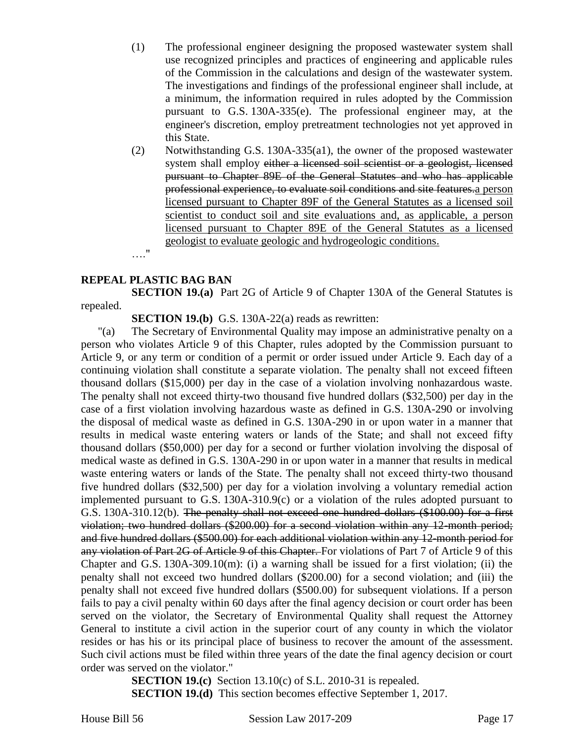(1) The professional engineer designing the proposed wastewater system shall use recognized principles and practices of engineering and applicable rules of the Commission in the calculations and design of the wastewater system. The investigations and findings of the professional engineer shall include, at a minimum, the information required in rules adopted by the Commission pursuant to G.S. 130A-335(e). The professional engineer may, at the engineer's discretion, employ pretreatment technologies not yet approved in this State.

(2) Notwithstanding G.S. 130A-335(a1), the owner of the proposed wastewater system shall employ ~~either a licensed soil scientist or a geologist, licensed pursuant to Chapter 89E of the General Statutes and who has applicable professional experience, to evaluate soil conditions and site features.~~a person licensed pursuant to Chapter 89F of the General Statutes as a licensed soil scientist to conduct soil and site evaluations and, as applicable, a person licensed pursuant to Chapter 89E of the General Statutes as a licensed geologist to evaluate geologic and hydrogeologic conditions.

…."

**REPEAL PLASTIC BAG BAN**

**SECTION 19.(a)** Part 2G of Article 9 of Chapter 130A of the General Statutes is repealed.

**SECTION 19.(b)** G.S. 130A-22(a) reads as rewritten:

"(a) The Secretary of Environmental Quality may impose an administrative penalty on a person who violates Article 9 of this Chapter, rules adopted by the Commission pursuant to Article 9, or any term or condition of a permit or order issued under Article 9. Each day of a continuing violation shall constitute a separate violation. The penalty shall not exceed fifteen thousand dollars ($15,000) per day in the case of a violation involving nonhazardous waste. The penalty shall not exceed thirty-two thousand five hundred dollars ($32,500) per day in the case of a first violation involving hazardous waste as defined in G.S. 130A-290 or involving the disposal of medical waste as defined in G.S. 130A-290 in or upon water in a manner that results in medical waste entering waters or lands of the State; and shall not exceed fifty thousand dollars ($50,000) per day for a second or further violation involving the disposal of medical waste as defined in G.S. 130A-290 in or upon water in a manner that results in medical waste entering waters or lands of the State. The penalty shall not exceed thirty-two thousand five hundred dollars ($32,500) per day for a violation involving a voluntary remedial action implemented pursuant to G.S. 130A-310.9(c) or a violation of the rules adopted pursuant to G.S. 130A-310.12(b). ~~The penalty shall not exceed one hundred dollars ($100.00) for a first violation; two hundred dollars ($200.00) for a second violation within any 12-month period; and five hundred dollars ($500.00) for each additional violation within any 12-month period for any violation of Part 2G of Article 9 of this Chapter.~~ For violations of Part 7 of Article 9 of this Chapter and G.S. 130A-309.10(m): (i) a warning shall be issued for a first violation; (ii) the penalty shall not exceed two hundred dollars ($200.00) for a second violation; and (iii) the penalty shall not exceed five hundred dollars ($500.00) for subsequent violations. If a person fails to pay a civil penalty within 60 days after the final agency decision or court order has been served on the violator, the Secretary of Environmental Quality shall request the Attorney General to institute a civil action in the superior court of any county in which the violator resides or has his or its principal place of business to recover the amount of the assessment. Such civil actions must be filed within three years of the date the final agency decision or court order was served on the violator."

**SECTION 19.(c)** Section 13.10(c) of S.L. 2010-31 is repealed.

**SECTION 19.(d)** This section becomes effective September 1, 2017.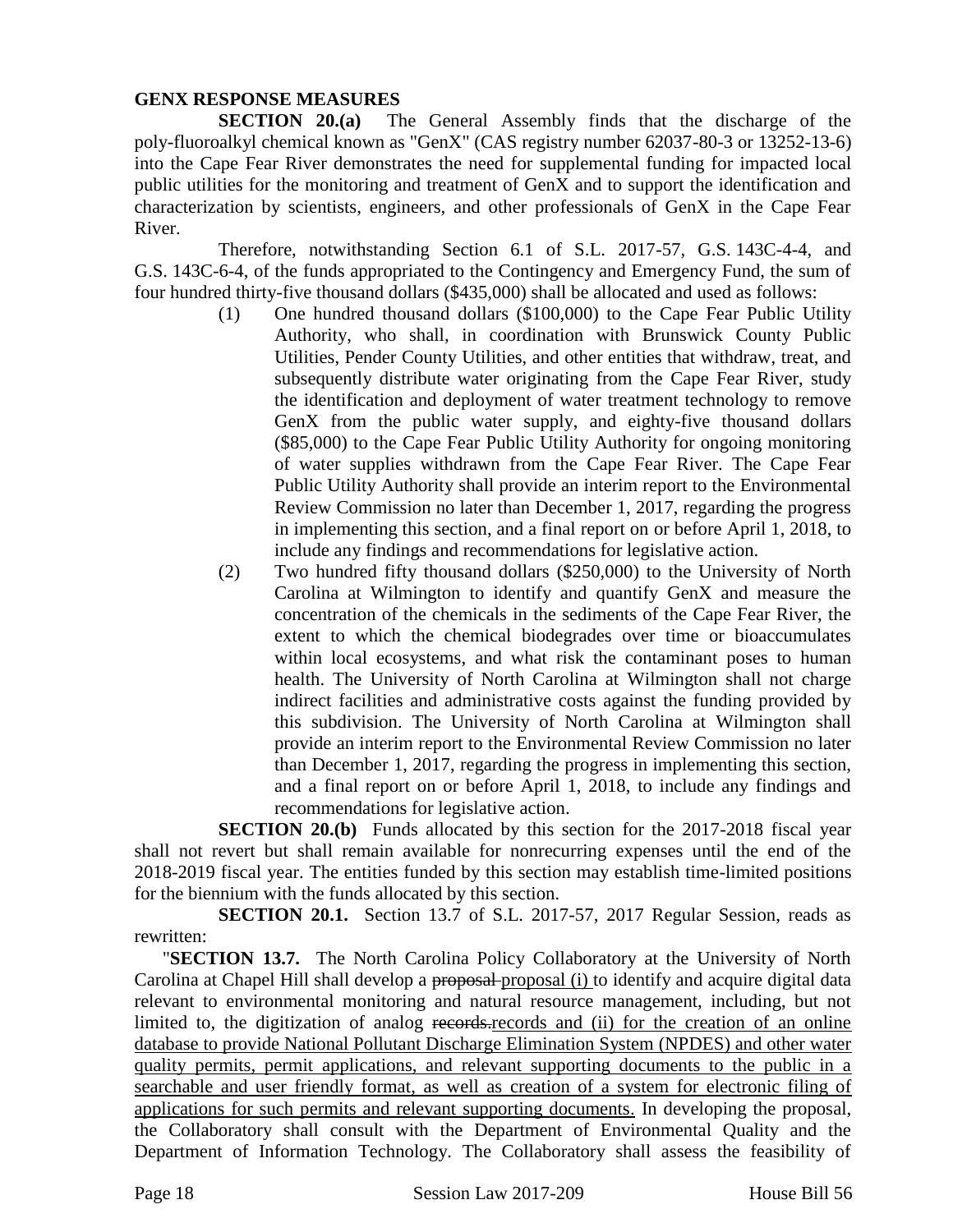**GENX RESPONSE MEASURES**

**SECTION 20.(a)** The General Assembly finds that the discharge of the poly-fluoroalkyl chemical known as "GenX" (CAS registry number 62037-80-3 or 13252-13-6) into the Cape Fear River demonstrates the need for supplemental funding for impacted local public utilities for the monitoring and treatment of GenX and to support the identification and characterization by scientists, engineers, and other professionals of GenX in the Cape Fear River.

Therefore, notwithstanding Section 6.1 of S.L. 2017-57, G.S. 143C-4-4, and G.S. 143C-6-4, of the funds appropriated to the Contingency and Emergency Fund, the sum of four hundred thirty-five thousand dollars ($435,000) shall be allocated and used as follows:

(1) One hundred thousand dollars ($100,000) to the Cape Fear Public Utility Authority, who shall, in coordination with Brunswick County Public Utilities, Pender County Utilities, and other entities that withdraw, treat, and subsequently distribute water originating from the Cape Fear River, study the identification and deployment of water treatment technology to remove GenX from the public water supply, and eighty-five thousand dollars ($85,000) to the Cape Fear Public Utility Authority for ongoing monitoring of water supplies withdrawn from the Cape Fear River. The Cape Fear Public Utility Authority shall provide an interim report to the Environmental Review Commission no later than December 1, 2017, regarding the progress in implementing this section, and a final report on or before April 1, 2018, to include any findings and recommendations for legislative action.

(2) Two hundred fifty thousand dollars ($250,000) to the University of North Carolina at Wilmington to identify and quantify GenX and measure the concentration of the chemicals in the sediments of the Cape Fear River, the extent to which the chemical biodegrades over time or bioaccumulates within local ecosystems, and what risk the contaminant poses to human health. The University of North Carolina at Wilmington shall not charge indirect facilities and administrative costs against the funding provided by this subdivision. The University of North Carolina at Wilmington shall provide an interim report to the Environmental Review Commission no later than December 1, 2017, regarding the progress in implementing this section, and a final report on or before April 1, 2018, to include any findings and recommendations for legislative action.

**SECTION 20.(b)** Funds allocated by this section for the 2017-2018 fiscal year shall not revert but shall remain available for nonrecurring expenses until the end of the 2018-2019 fiscal year. The entities funded by this section may establish time-limited positions for the biennium with the funds allocated by this section.

**SECTION 20.1.** Section 13.7 of S.L. 2017-57, 2017 Regular Session, reads as rewritten:

"**SECTION 13.7.** The North Carolina Policy Collaboratory at the University of North Carolina at Chapel Hill shall develop a ~~proposal~~ <u>proposal (i)</u> to identify and acquire digital data relevant to environmental monitoring and natural resource management, including, but not limited to, the digitization of analog ~~records.~~<u>records and (ii) for the creation of an online database to provide National Pollutant Discharge Elimination System (NPDES) and other water quality permits, permit applications, and relevant supporting documents to the public in a searchable and user friendly format, as well as creation of a system for electronic filing of applications for such permits and relevant supporting documents.</u> In developing the proposal, the Collaboratory shall consult with the Department of Environmental Quality and the Department of Information Technology. The Collaboratory shall assess the feasibility of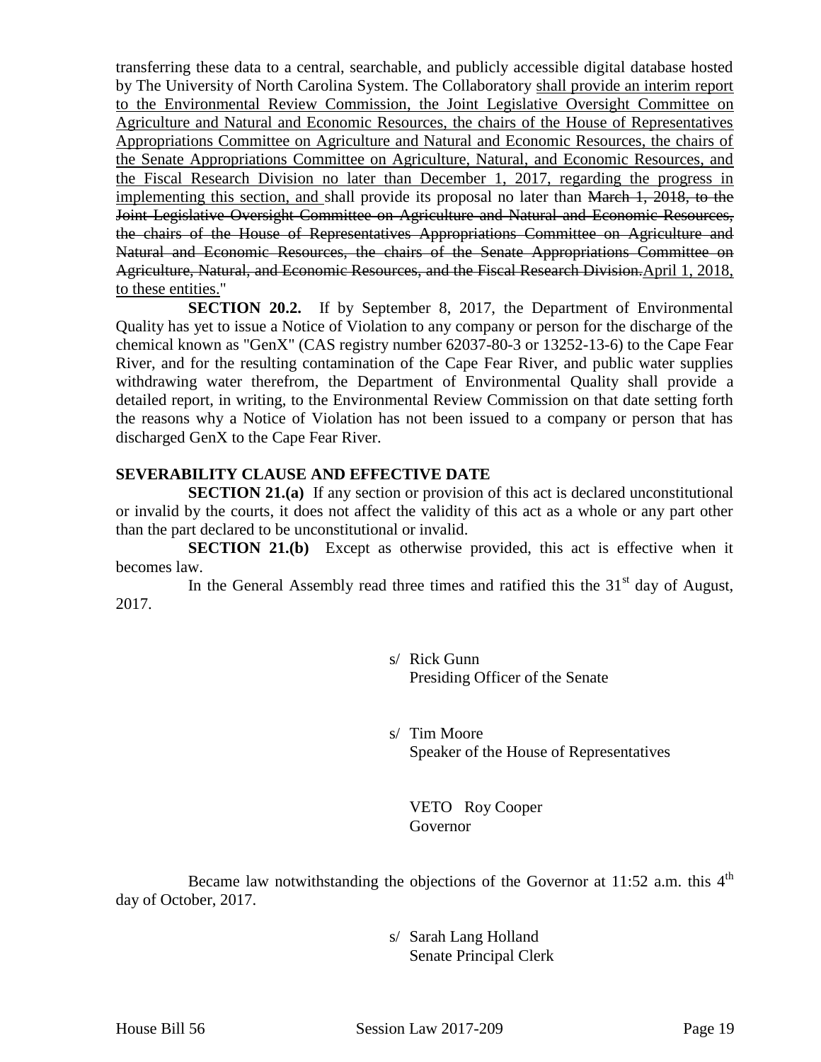transferring these data to a central, searchable, and publicly accessible digital database hosted by The University of North Carolina System. The Collaboratory <u>shall provide an interim report to the Environmental Review Commission, the Joint Legislative Oversight Committee on Agriculture and Natural and Economic Resources, the chairs of the House of Representatives Appropriations Committee on Agriculture and Natural and Economic Resources, the chairs of the Senate Appropriations Committee on Agriculture, Natural, and Economic Resources, and the Fiscal Research Division no later than December 1, 2017, regarding the progress in implementing this section, and</u> shall provide its proposal no later than ~~March 1, 2018, to the Joint Legislative Oversight Committee on Agriculture and Natural and Economic Resources, the chairs of the House of Representatives Appropriations Committee on Agriculture and Natural and Economic Resources, the chairs of the Senate Appropriations Committee on Agriculture, Natural, and Economic Resources, and the Fiscal Research Division.~~<u>April 1, 2018, to these entities.</u>"

**SECTION 20.2.** If by September 8, 2017, the Department of Environmental Quality has yet to issue a Notice of Violation to any company or person for the discharge of the chemical known as "GenX" (CAS registry number 62037-80-3 or 13252-13-6) to the Cape Fear River, and for the resulting contamination of the Cape Fear River, and public water supplies withdrawing water therefrom, the Department of Environmental Quality shall provide a detailed report, in writing, to the Environmental Review Commission on that date setting forth the reasons why a Notice of Violation has not been issued to a company or person that has discharged GenX to the Cape Fear River.

**SEVERABILITY CLAUSE AND EFFECTIVE DATE**

**SECTION 21.(a)** If any section or provision of this act is declared unconstitutional or invalid by the courts, it does not affect the validity of this act as a whole or any part other than the part declared to be unconstitutional or invalid.

**SECTION 21.(b)** Except as otherwise provided, this act is effective when it becomes law.

In the General Assembly read three times and ratified this the 31st day of August, 2017.

s/ Rick Gunn
Presiding Officer of the Senate

s/ Tim Moore
Speaker of the House of Representatives

VETO Roy Cooper
Governor

Became law notwithstanding the objections of the Governor at 11:52 a.m. this 4th day of October, 2017.

s/ Sarah Lang Holland
Senate Principal Clerk